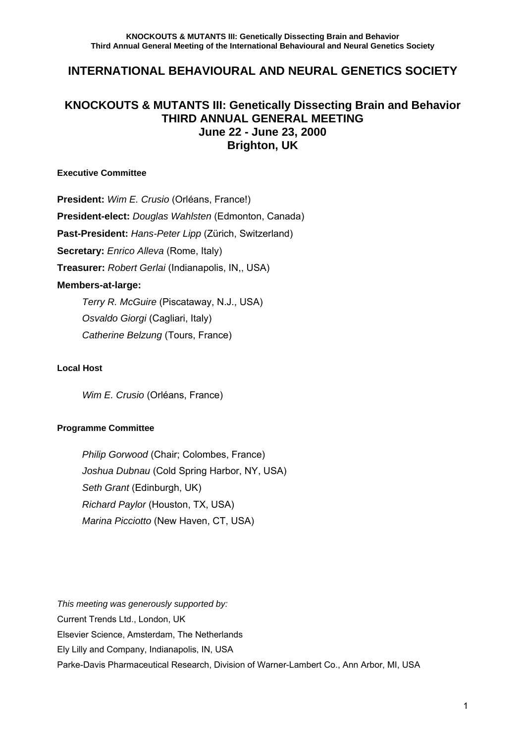# INTERNATIONAL BEHAVIOURAL AND NEURAL GENETICS SOCIETY

## KNOCKOUTS & MUTANTS III: Genetically Dissecting Brain and Behavior
## THIRD ANNUAL GENERAL MEETING
## June 22 - June 23, 2000
## Brighton, UK

#### Executive Committee

**President:** *Wim E. Crusio* (Orléans, France!)

**President-elect:** *Douglas Wahlsten* (Edmonton, Canada)

**Past-President:** *Hans-Peter Lipp* (Zürich, Switzerland)

**Secretary:** *Enrico Alleva* (Rome, Italy)

**Treasurer:** *Robert Gerlai* (Indianapolis, IN,, USA)

**Members-at-large:**

*Terry R. McGuire* (Piscataway, N.J., USA)
*Osvaldo Giorgi* (Cagliari, Italy)
*Catherine Belzung* (Tours, France)

#### Local Host

*Wim E. Crusio* (Orléans, France)

#### Programme Committee

*Philip Gorwood* (Chair; Colombes, France)
*Joshua Dubnau* (Cold Spring Harbor, NY, USA)
*Seth Grant* (Edinburgh, UK)
*Richard Paylor* (Houston, TX, USA)
*Marina Picciotto* (New Haven, CT, USA)

*This meeting was generously supported by:*
Current Trends Ltd., London, UK
Elsevier Science, Amsterdam, The Netherlands
Ely Lilly and Company, Indianapolis, IN, USA
Parke-Davis Pharmaceutical Research, Division of Warner-Lambert Co., Ann Arbor, MI, USA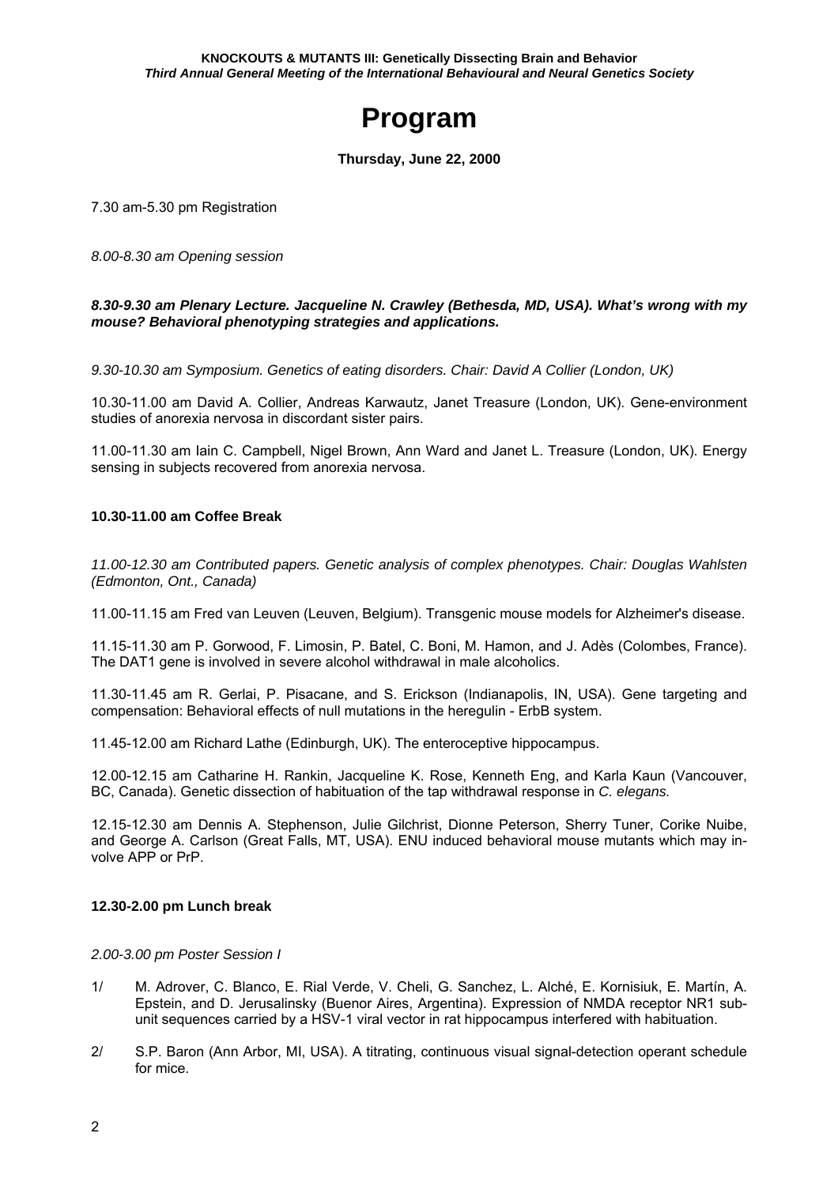# Program

**Thursday, June 22, 2000**

7.30 am-5.30 pm Registration

*8.00-8.30 am Opening session*

***8.30-9.30 am Plenary Lecture. Jacqueline N. Crawley (Bethesda, MD, USA). What's wrong with my mouse? Behavioral phenotyping strategies and applications.***

*9.30-10.30 am Symposium. Genetics of eating disorders. Chair: David A Collier (London, UK)*

10.30-11.00 am David A. Collier, Andreas Karwautz, Janet Treasure (London, UK). Gene-environment studies of anorexia nervosa in discordant sister pairs.

11.00-11.30 am Iain C. Campbell, Nigel Brown, Ann Ward and Janet L. Treasure (London, UK). Energy sensing in subjects recovered from anorexia nervosa.

**10.30-11.00 am Coffee Break**

*11.00-12.30 am Contributed papers. Genetic analysis of complex phenotypes. Chair: Douglas Wahlsten (Edmonton, Ont., Canada)*

11.00-11.15 am Fred van Leuven (Leuven, Belgium). Transgenic mouse models for Alzheimer's disease.

11.15-11.30 am P. Gorwood, F. Limosin, P. Batel, C. Boni, M. Hamon, and J. Adès (Colombes, France). The DAT1 gene is involved in severe alcohol withdrawal in male alcoholics.

11.30-11.45 am R. Gerlai, P. Pisacane, and S. Erickson (Indianapolis, IN, USA). Gene targeting and compensation: Behavioral effects of null mutations in the heregulin - ErbB system.

11.45-12.00 am Richard Lathe (Edinburgh, UK). The enteroceptive hippocampus.

12.00-12.15 am Catharine H. Rankin, Jacqueline K. Rose, Kenneth Eng, and Karla Kaun (Vancouver, BC, Canada). Genetic dissection of habituation of the tap withdrawal response in *C. elegans.*

12.15-12.30 am Dennis A. Stephenson, Julie Gilchrist, Dionne Peterson, Sherry Tuner, Corike Nuibe, and George A. Carlson (Great Falls, MT, USA). ENU induced behavioral mouse mutants which may involve APP or PrP.

**12.30-2.00 pm Lunch break**

*2.00-3.00 pm Poster Session I*

1/ M. Adrover, C. Blanco, E. Rial Verde, V. Cheli, G. Sanchez, L. Alché, E. Kornisiuk, E. Martín, A. Epstein, and D. Jerusalinsky (Buenor Aires, Argentina). Expression of NMDA receptor NR1 subunit sequences carried by a HSV-1 viral vector in rat hippocampus interfered with habituation.

2/ S.P. Baron (Ann Arbor, MI, USA). A titrating, continuous visual signal-detection operant schedule for mice.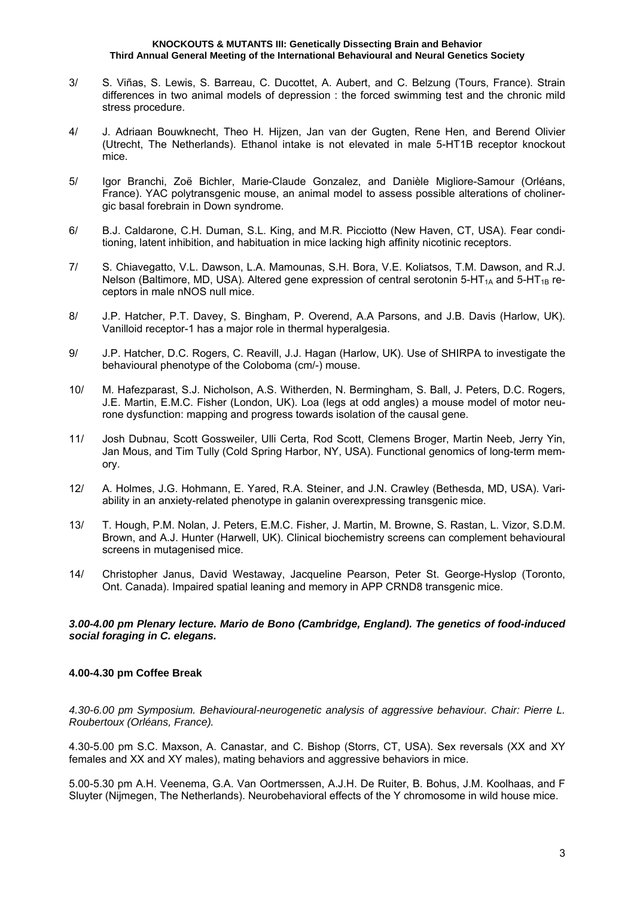3/ S. Viñas, S. Lewis, S. Barreau, C. Ducottet, A. Aubert, and C. Belzung (Tours, France). Strain differences in two animal models of depression : the forced swimming test and the chronic mild stress procedure.

4/ J. Adriaan Bouwknecht, Theo H. Hijzen, Jan van der Gugten, Rene Hen, and Berend Olivier (Utrecht, The Netherlands). Ethanol intake is not elevated in male 5-HT1B receptor knockout mice.

5/ Igor Branchi, Zoë Bichler, Marie-Claude Gonzalez, and Danièle Migliore-Samour (Orléans, France). YAC polytransgenic mouse, an animal model to assess possible alterations of cholinergic basal forebrain in Down syndrome.

6/ B.J. Caldarone, C.H. Duman, S.L. King, and M.R. Picciotto (New Haven, CT, USA). Fear conditioning, latent inhibition, and habituation in mice lacking high affinity nicotinic receptors.

7/ S. Chiavegatto, V.L. Dawson, L.A. Mamounas, S.H. Bora, V.E. Koliatsos, T.M. Dawson, and R.J. Nelson (Baltimore, MD, USA). Altered gene expression of central serotonin 5-HT$_{1A}$ and 5-HT$_{1B}$ receptors in male nNOS null mice.

8/ J.P. Hatcher, P.T. Davey, S. Bingham, P. Overend, A.A Parsons, and J.B. Davis (Harlow, UK). Vanilloid receptor-1 has a major role in thermal hyperalgesia.

9/ J.P. Hatcher, D.C. Rogers, C. Reavill, J.J. Hagan (Harlow, UK). Use of SHIRPA to investigate the behavioural phenotype of the Coloboma (cm/-) mouse.

10/ M. Hafezparast, S.J. Nicholson, A.S. Witherden, N. Bermingham, S. Ball, J. Peters, D.C. Rogers, J.E. Martin, E.M.C. Fisher (London, UK). Loa (legs at odd angles) a mouse model of motor neurone dysfunction: mapping and progress towards isolation of the causal gene.

11/ Josh Dubnau, Scott Gossweiler, Ulli Certa, Rod Scott, Clemens Broger, Martin Neeb, Jerry Yin, Jan Mous, and Tim Tully (Cold Spring Harbor, NY, USA). Functional genomics of long-term memory.

12/ A. Holmes, J.G. Hohmann, E. Yared, R.A. Steiner, and J.N. Crawley (Bethesda, MD, USA). Variability in an anxiety-related phenotype in galanin overexpressing transgenic mice.

13/ T. Hough, P.M. Nolan, J. Peters, E.M.C. Fisher, J. Martin, M. Browne, S. Rastan, L. Vizor, S.D.M. Brown, and A.J. Hunter (Harwell, UK). Clinical biochemistry screens can complement behavioural screens in mutagenised mice.

14/ Christopher Janus, David Westaway, Jacqueline Pearson, Peter St. George-Hyslop (Toronto, Ont. Canada). Impaired spatial leaning and memory in APP CRND8 transgenic mice.

***3.00-4.00 pm Plenary lecture. Mario de Bono (Cambridge, England). The genetics of food-induced social foraging in C. elegans.***

**4.00-4.30 pm Coffee Break**

*4.30-6.00 pm Symposium. Behavioural-neurogenetic analysis of aggressive behaviour. Chair: Pierre L. Roubertoux (Orléans, France).*

4.30-5.00 pm S.C. Maxson, A. Canastar, and C. Bishop (Storrs, CT, USA). Sex reversals (XX and XY females and XX and XY males), mating behaviors and aggressive behaviors in mice.

5.00-5.30 pm A.H. Veenema, G.A. Van Oortmerssen, A.J.H. De Ruiter, B. Bohus, J.M. Koolhaas, and F Sluyter (Nijmegen, The Netherlands). Neurobehavioral effects of the Y chromosome in wild house mice.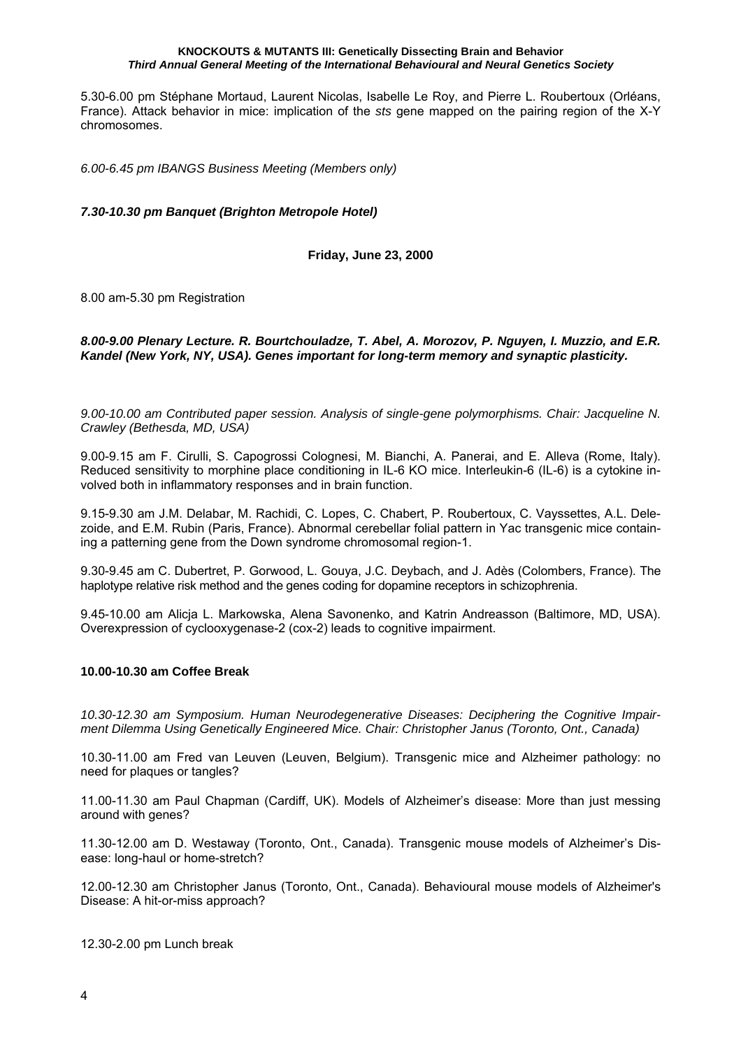5.30-6.00 pm Stéphane Mortaud, Laurent Nicolas, Isabelle Le Roy, and Pierre L. Roubertoux (Orléans, France). Attack behavior in mice: implication of the *sts* gene mapped on the pairing region of the X-Y chromosomes.

*6.00-6.45 pm IBANGS Business Meeting (Members only)*

***7.30-10.30 pm Banquet (Brighton Metropole Hotel)***

**Friday, June 23, 2000**

8.00 am-5.30 pm Registration

***8.00-9.00 Plenary Lecture. R. Bourtchouladze, T. Abel, A. Morozov, P. Nguyen, I. Muzzio, and E.R. Kandel (New York, NY, USA). Genes important for long-term memory and synaptic plasticity.***

*9.00-10.00 am Contributed paper session. Analysis of single-gene polymorphisms. Chair: Jacqueline N. Crawley (Bethesda, MD, USA)*

9.00-9.15 am F. Cirulli, S. Capogrossi Colognesi, M. Bianchi, A. Panerai, and E. Alleva (Rome, Italy). Reduced sensitivity to morphine place conditioning in IL-6 KO mice. Interleukin-6 (IL-6) is a cytokine involved both in inflammatory responses and in brain function.

9.15-9.30 am J.M. Delabar, M. Rachidi, C. Lopes, C. Chabert, P. Roubertoux, C. Vayssettes, A.L. Delezoide, and E.M. Rubin (Paris, France). Abnormal cerebellar folial pattern in Yac transgenic mice containing a patterning gene from the Down syndrome chromosomal region-1.

9.30-9.45 am C. Dubertret, P. Gorwood, L. Gouya, J.C. Deybach, and J. Adès (Colombers, France). The haplotype relative risk method and the genes coding for dopamine receptors in schizophrenia.

9.45-10.00 am Alicja L. Markowska, Alena Savonenko, and Katrin Andreasson (Baltimore, MD, USA). Overexpression of cyclooxygenase-2 (cox-2) leads to cognitive impairment.

**10.00-10.30 am Coffee Break**

*10.30-12.30 am Symposium. Human Neurodegenerative Diseases: Deciphering the Cognitive Impairment Dilemma Using Genetically Engineered Mice. Chair: Christopher Janus (Toronto, Ont., Canada)*

10.30-11.00 am Fred van Leuven (Leuven, Belgium). Transgenic mice and Alzheimer pathology: no need for plaques or tangles?

11.00-11.30 am Paul Chapman (Cardiff, UK). Models of Alzheimer's disease: More than just messing around with genes?

11.30-12.00 am D. Westaway (Toronto, Ont., Canada). Transgenic mouse models of Alzheimer's Disease: long-haul or home-stretch?

12.00-12.30 am Christopher Janus (Toronto, Ont., Canada). Behavioural mouse models of Alzheimer's Disease: A hit-or-miss approach?

12.30-2.00 pm Lunch break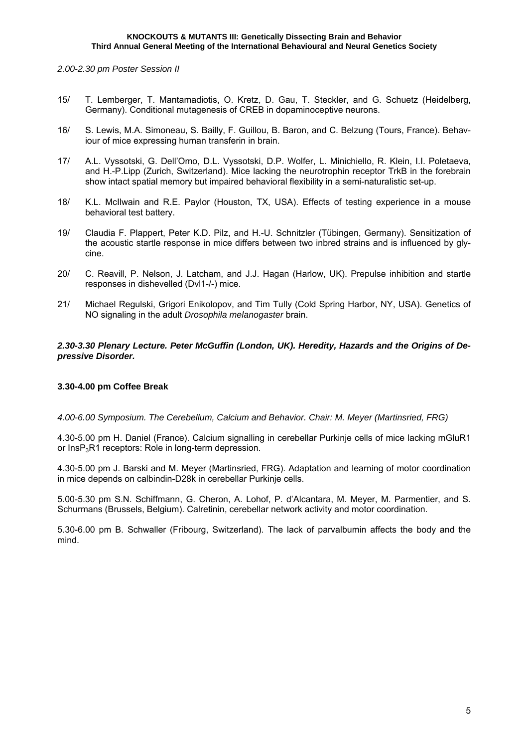*2.00-2.30 pm Poster Session II*

15/ T. Lemberger, T. Mantamadiotis, O. Kretz, D. Gau, T. Steckler, and G. Schuetz (Heidelberg, Germany). Conditional mutagenesis of CREB in dopaminoceptive neurons.

16/ S. Lewis, M.A. Simoneau, S. Bailly, F. Guillou, B. Baron, and C. Belzung (Tours, France). Behaviour of mice expressing human transferin in brain.

17/ A.L. Vyssotski, G. Dell'Omo, D.L. Vyssotski, D.P. Wolfer, L. Minichiello, R. Klein, I.I. Poletaeva, and H.-P.Lipp (Zurich, Switzerland). Mice lacking the neurotrophin receptor TrkB in the forebrain show intact spatial memory but impaired behavioral flexibility in a semi-naturalistic set-up.

18/ K.L. McIlwain and R.E. Paylor (Houston, TX, USA). Effects of testing experience in a mouse behavioral test battery.

19/ Claudia F. Plappert, Peter K.D. Pilz, and H.-U. Schnitzler (Tübingen, Germany). Sensitization of the acoustic startle response in mice differs between two inbred strains and is influenced by glycine.

20/ C. Reavill, P. Nelson, J. Latcham, and J.J. Hagan (Harlow, UK). Prepulse inhibition and startle responses in dishevelled (Dvl1-/-) mice.

21/ Michael Regulski, Grigori Enikolopov, and Tim Tully (Cold Spring Harbor, NY, USA). Genetics of NO signaling in the adult *Drosophila melanogaster* brain.

***2.30-3.30 Plenary Lecture. Peter McGuffin (London, UK). Heredity, Hazards and the Origins of Depressive Disorder.***

**3.30-4.00 pm Coffee Break**

*4.00-6.00 Symposium. The Cerebellum, Calcium and Behavior. Chair: M. Meyer (Martinsried, FRG)*

4.30-5.00 pm H. Daniel (France). Calcium signalling in cerebellar Purkinje cells of mice lacking mGluR1 or $InsP_3R1$ receptors: Role in long-term depression.

4.30-5.00 pm J. Barski and M. Meyer (Martinsried, FRG). Adaptation and learning of motor coordination in mice depends on calbindin-D28k in cerebellar Purkinje cells.

5.00-5.30 pm S.N. Schiffmann, G. Cheron, A. Lohof, P. d'Alcantara, M. Meyer, M. Parmentier, and S. Schurmans (Brussels, Belgium). Calretinin, cerebellar network activity and motor coordination.

5.30-6.00 pm B. Schwaller (Fribourg, Switzerland). The lack of parvalbumin affects the body and the mind.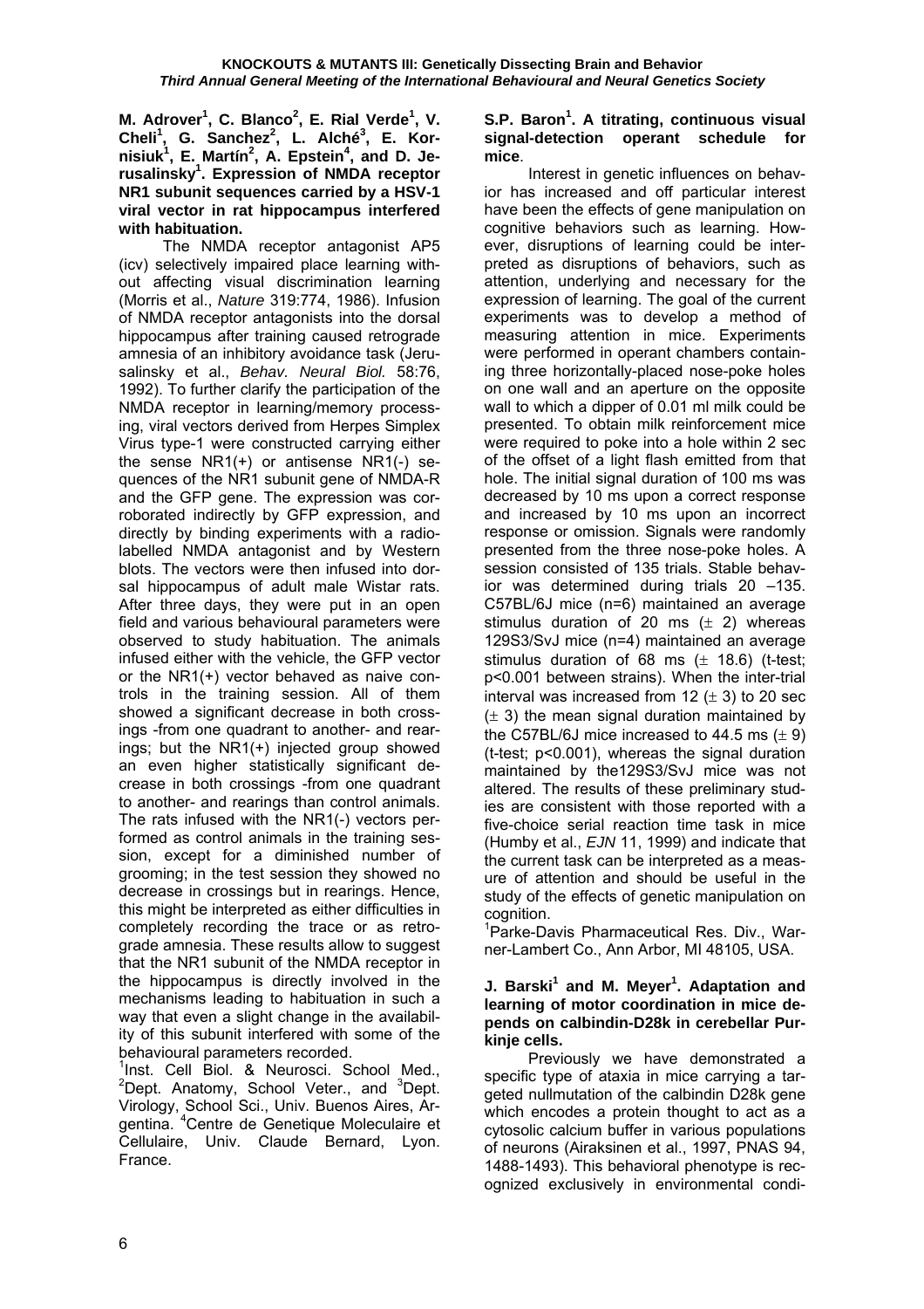**M. Adrover[1], C. Blanco[2], E. Rial Verde[1], V. Cheli[1], G. Sanchez[2], L. Alché[3], E. Kornisiuk[1], E. Martín[2], A. Epstein[4], and D. Jerusalinsky[1]. Expression of NMDA receptor NR1 subunit sequences carried by a HSV-1 viral vector in rat hippocampus interfered with habituation.**

The NMDA receptor antagonist AP5 (icv) selectively impaired place learning without affecting visual discrimination learning (Morris et al., *Nature* 319:774, 1986). Infusion of NMDA receptor antagonists into the dorsal hippocampus after training caused retrograde amnesia of an inhibitory avoidance task (Jerusalinsky et al., *Behav. Neural Biol.* 58:76, 1992). To further clarify the participation of the NMDA receptor in learning/memory processing, viral vectors derived from Herpes Simplex Virus type-1 were constructed carrying either the sense NR1(+) or antisense NR1(-) sequences of the NR1 subunit gene of NMDA-R and the GFP gene. The expression was corroborated indirectly by GFP expression, and directly by binding experiments with a radiolabelled NMDA antagonist and by Western blots. The vectors were then infused into dorsal hippocampus of adult male Wistar rats. After three days, they were put in an open field and various behavioural parameters were observed to study habituation. The animals infused either with the vehicle, the GFP vector or the NR1(+) vector behaved as naive controls in the training session. All of them showed a significant decrease in both crossings -from one quadrant to another- and rearings; but the NR1(+) injected group showed an even higher statistically significant decrease in both crossings -from one quadrant to another- and rearings than control animals. The rats infused with the NR1(-) vectors performed as control animals in the training session, except for a diminished number of grooming; in the test session they showed no decrease in crossings but in rearings. Hence, this might be interpreted as either difficulties in completely recording the trace or as retrograde amnesia. These results allow to suggest that the NR1 subunit of the NMDA receptor in the hippocampus is directly involved in the mechanisms leading to habituation in such a way that even a slight change in the availability of this subunit interfered with some of the behavioural parameters recorded.

[1]Inst. Cell Biol. & Neurosci. School Med., [2]Dept. Anatomy, School Veter., and [3]Dept. Virology, School Sci., Univ. Buenos Aires, Argentina. [4]Centre de Genetique Moleculaire et Cellulaire, Univ. Claude Bernard, Lyon. France.

**S.P. Baron[1]. A titrating, continuous visual signal-detection operant schedule for mice.**

Interest in genetic influences on behavior has increased and off particular interest have been the effects of gene manipulation on cognitive behaviors such as learning. However, disruptions of learning could be interpreted as disruptions of behaviors, such as attention, underlying and necessary for the expression of learning. The goal of the current experiments was to develop a method of measuring attention in mice. Experiments were performed in operant chambers containing three horizontally-placed nose-poke holes on one wall and an aperture on the opposite wall to which a dipper of 0.01 ml milk could be presented. To obtain milk reinforcement mice were required to poke into a hole within 2 sec of the offset of a light flash emitted from that hole. The initial signal duration of 100 ms was decreased by 10 ms upon a correct response and increased by 10 ms upon an incorrect response or omission. Signals were randomly presented from the three nose-poke holes. A session consisted of 135 trials. Stable behavior was determined during trials 20 –135. C57BL/6J mice (n=6) maintained an average stimulus duration of 20 ms ($\pm$ 2) whereas 129S3/SvJ mice (n=4) maintained an average stimulus duration of 68 ms ($\pm$ 18.6) (t-test; $p<0.001$ between strains). When the inter-trial interval was increased from 12 ($\pm$ 3) to 20 sec ($\pm$ 3) the mean signal duration maintained by the C57BL/6J mice increased to 44.5 ms ($\pm$ 9) (t-test; $p<0.001$), whereas the signal duration maintained by the129S3/SvJ mice was not altered. The results of these preliminary studies are consistent with those reported with a five-choice serial reaction time task in mice (Humby et al., *EJN* 11, 1999) and indicate that the current task can be interpreted as a measure of attention and should be useful in the study of the effects of genetic manipulation on cognition.

[1]Parke-Davis Pharmaceutical Res. Div., Warner-Lambert Co., Ann Arbor, MI 48105, USA.

**J. Barski[1] and M. Meyer[1]. Adaptation and learning of motor coordination in mice depends on calbindin-D28k in cerebellar Purkinje cells.**

Previously we have demonstrated a specific type of ataxia in mice carrying a targeted nullmutation of the calbindin D28k gene which encodes a protein thought to act as a cytosolic calcium buffer in various populations of neurons (Airaksinen et al., 1997, PNAS 94, 1488-1493). This behavioral phenotype is recognized exclusively in environmental condi-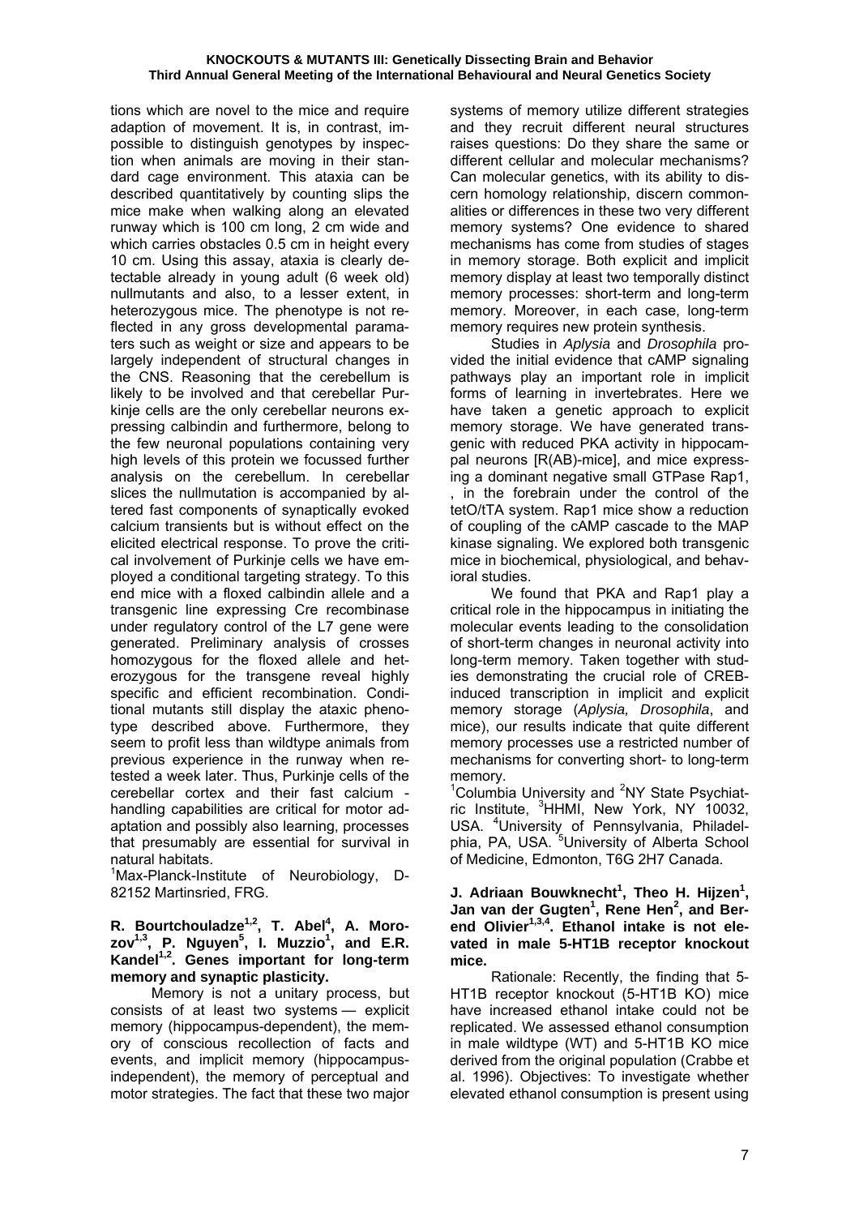tions which are novel to the mice and require adaption of movement. It is, in contrast, impossible to distinguish genotypes by inspection when animals are moving in their standard cage environment. This ataxia can be described quantitatively by counting slips the mice make when walking along an elevated runway which is 100 cm long, 2 cm wide and which carries obstacles 0.5 cm in height every 10 cm. Using this assay, ataxia is clearly detectable already in young adult (6 week old) nullmutants and also, to a lesser extent, in heterozygous mice. The phenotype is not reflected in any gross developmental paramaters such as weight or size and appears to be largely independent of structural changes in the CNS. Reasoning that the cerebellum is likely to be involved and that cerebellar Purkinje cells are the only cerebellar neurons expressing calbindin and furthermore, belong to the few neuronal populations containing very high levels of this protein we focussed further analysis on the cerebellum. In cerebellar slices the nullmutation is accompanied by altered fast components of synaptically evoked calcium transients but is without effect on the elicited electrical response. To prove the critical involvement of Purkinje cells we have employed a conditional targeting strategy. To this end mice with a floxed calbindin allele and a transgenic line expressing Cre recombinase under regulatory control of the L7 gene were generated. Preliminary analysis of crosses homozygous for the floxed allele and heterozygous for the transgene reveal highly specific and efficient recombination. Conditional mutants still display the ataxic phenotype described above. Furthermore, they seem to profit less than wildtype animals from previous experience in the runway when retested a week later. Thus, Purkinje cells of the cerebellar cortex and their fast calcium - handling capabilities are critical for motor adaptation and possibly also learning, processes that presumably are essential for survival in natural habitats.

[1]Max-Planck-Institute of Neurobiology, D-82152 Martinsried, FRG.

**R. Bourtchouladze[1,2], T. Abel[4], A. Morozov[1,3], P. Nguyen[5], I. Muzzio[1], and E.R. Kandel[1,2]. Genes important for long-term memory and synaptic plasticity.**

Memory is not a unitary process, but consists of at least two systems — explicit memory (hippocampus-dependent), the memory of conscious recollection of facts and events, and implicit memory (hippocampus-independent), the memory of perceptual and motor strategies. The fact that these two major systems of memory utilize different strategies and they recruit different neural structures raises questions: Do they share the same or different cellular and molecular mechanisms? Can molecular genetics, with its ability to discern homology relationship, discern commonalities or differences in these two very different memory systems? One evidence to shared mechanisms has come from studies of stages in memory storage. Both explicit and implicit memory display at least two temporally distinct memory processes: short-term and long-term memory. Moreover, in each case, long-term memory requires new protein synthesis.

Studies in *Aplysia* and *Drosophila* provided the initial evidence that cAMP signaling pathways play an important role in implicit forms of learning in invertebrates. Here we have taken a genetic approach to explicit memory storage. We have generated transgenic with reduced PKA activity in hippocampal neurons [R(AB)-mice], and mice expressing a dominant negative small GTPase Rap1, , in the forebrain under the control of the tetO/tTA system. Rap1 mice show a reduction of coupling of the cAMP cascade to the MAP kinase signaling. We explored both transgenic mice in biochemical, physiological, and behavioral studies.

We found that PKA and Rap1 play a critical role in the hippocampus in initiating the molecular events leading to the consolidation of short-term changes in neuronal activity into long-term memory. Taken together with studies demonstrating the crucial role of CREB-induced transcription in implicit and explicit memory storage (*Aplysia, Drosophila*, and mice), our results indicate that quite different memory processes use a restricted number of mechanisms for converting short- to long-term memory.

[1]Columbia University and [2]NY State Psychiatric Institute, [3]HHMI, New York, NY 10032, USA. [4]University of Pennsylvania, Philadelphia, PA, USA. [5]University of Alberta School of Medicine, Edmonton, T6G 2H7 Canada.

**J. Adriaan Bouwknecht[1], Theo H. Hijzen[1], Jan van der Gugten[1], Rene Hen[2], and Berend Olivier[1,3,4]. Ethanol intake is not elevated in male 5-HT1B receptor knockout mice.**

Rationale: Recently, the finding that 5-HT1B receptor knockout (5-HT1B KO) mice have increased ethanol intake could not be replicated. We assessed ethanol consumption in male wildtype (WT) and 5-HT1B KO mice derived from the original population (Crabbe et al. 1996). Objectives: To investigate whether elevated ethanol consumption is present using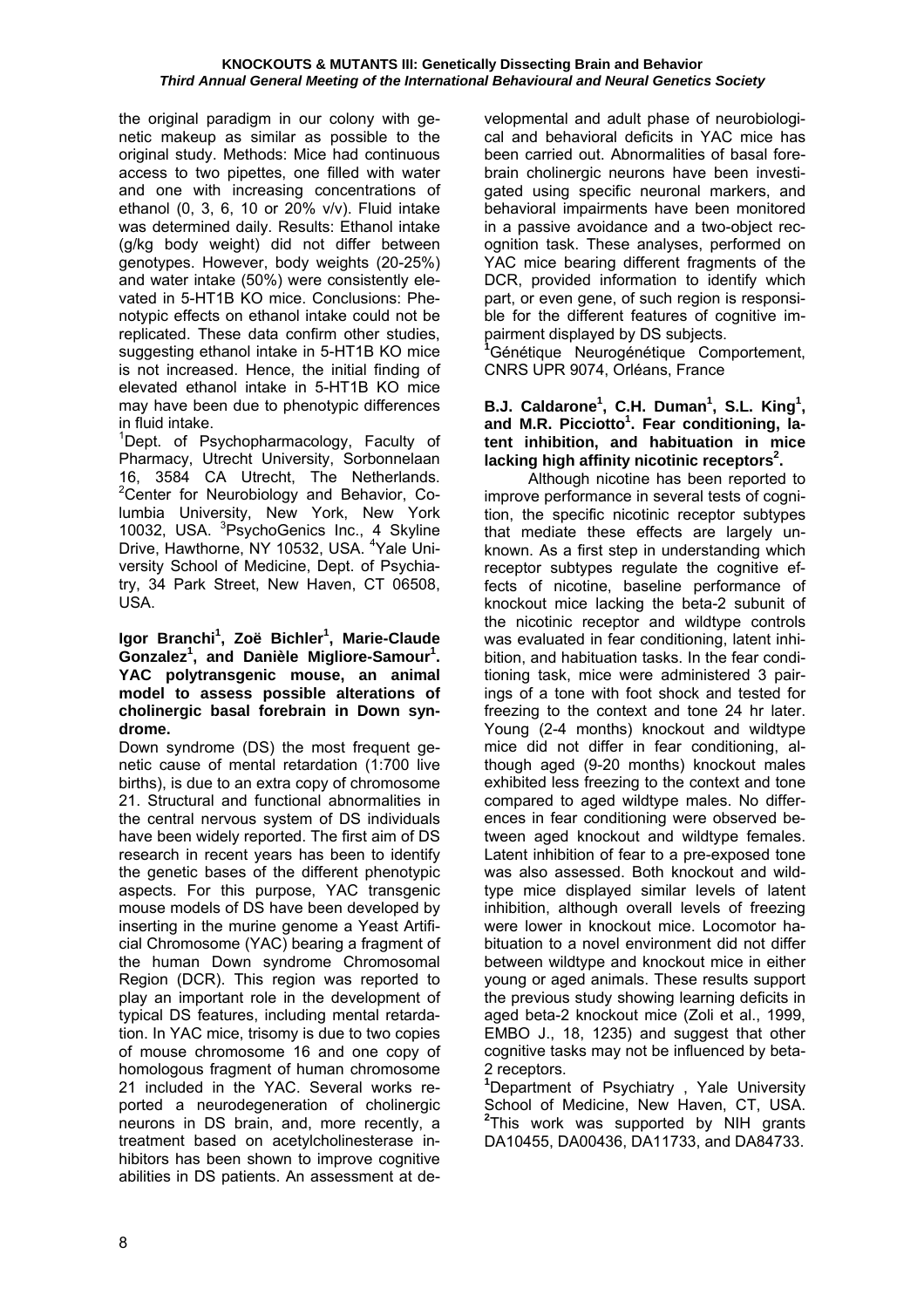the original paradigm in our colony with genetic makeup as similar as possible to the original study. Methods: Mice had continuous access to two pipettes, one filled with water and one with increasing concentrations of ethanol (0, 3, 6, 10 or 20% v/v). Fluid intake was determined daily. Results: Ethanol intake (g/kg body weight) did not differ between genotypes. However, body weights (20-25%) and water intake (50%) were consistently elevated in 5-HT1B KO mice. Conclusions: Phenotypic effects on ethanol intake could not be replicated. These data confirm other studies, suggesting ethanol intake in 5-HT1B KO mice is not increased. Hence, the initial finding of elevated ethanol intake in 5-HT1B KO mice may have been due to phenotypic differences in fluid intake.

[1]Dept. of Psychopharmacology, Faculty of Pharmacy, Utrecht University, Sorbonnelaan 16, 3584 CA Utrecht, The Netherlands. [2]Center for Neurobiology and Behavior, Columbia University, New York, New York 10032, USA. [3]PsychoGenics Inc., 4 Skyline Drive, Hawthorne, NY 10532, USA. [4]Yale University School of Medicine, Dept. of Psychiatry, 34 Park Street, New Haven, CT 06508, USA.

**Igor Branchi[1], Zoë Bichler[1], Marie-Claude Gonzalez[1], and Danièle Migliore-Samour[1]. YAC polytransgenic mouse, an animal model to assess possible alterations of cholinergic basal forebrain in Down syndrome.**

Down syndrome (DS) the most frequent genetic cause of mental retardation (1:700 live births), is due to an extra copy of chromosome 21. Structural and functional abnormalities in the central nervous system of DS individuals have been widely reported. The first aim of DS research in recent years has been to identify the genetic bases of the different phenotypic aspects. For this purpose, YAC transgenic mouse models of DS have been developed by inserting in the murine genome a Yeast Artificial Chromosome (YAC) bearing a fragment of the human Down syndrome Chromosomal Region (DCR). This region was reported to play an important role in the development of typical DS features, including mental retardation. In YAC mice, trisomy is due to two copies of mouse chromosome 16 and one copy of homologous fragment of human chromosome 21 included in the YAC. Several works reported a neurodegeneration of cholinergic neurons in DS brain, and, more recently, a treatment based on acetylcholinesterase inhibitors has been shown to improve cognitive abilities in DS patients. An assessment at developmental and adult phase of neurobiological and behavioral deficits in YAC mice has been carried out. Abnormalities of basal forebrain cholinergic neurons have been investigated using specific neuronal markers, and behavioral impairments have been monitored in a passive avoidance and a two-object recognition task. These analyses, performed on YAC mice bearing different fragments of the DCR, provided information to identify which part, or even gene, of such region is responsible for the different features of cognitive impairment displayed by DS subjects.

[1]Génétique Neurogénétique Comportement, CNRS UPR 9074, Orléans, France

**B.J. Caldarone[1], C.H. Duman[1], S.L. King[1], and M.R. Picciotto[1]. Fear conditioning, latent inhibition, and habituation in mice lacking high affinity nicotinic receptors[2].**

Although nicotine has been reported to improve performance in several tests of cognition, the specific nicotinic receptor subtypes that mediate these effects are largely unknown. As a first step in understanding which receptor subtypes regulate the cognitive effects of nicotine, baseline performance of knockout mice lacking the beta-2 subunit of the nicotinic receptor and wildtype controls was evaluated in fear conditioning, latent inhibition, and habituation tasks. In the fear conditioning task, mice were administered 3 pairings of a tone with foot shock and tested for freezing to the context and tone 24 hr later. Young (2-4 months) knockout and wildtype mice did not differ in fear conditioning, although aged (9-20 months) knockout males exhibited less freezing to the context and tone compared to aged wildtype males. No differences in fear conditioning were observed between aged knockout and wildtype females. Latent inhibition of fear to a pre-exposed tone was also assessed. Both knockout and wildtype mice displayed similar levels of latent inhibition, although overall levels of freezing were lower in knockout mice. Locomotor habituation to a novel environment did not differ between wildtype and knockout mice in either young or aged animals. These results support the previous study showing learning deficits in aged beta-2 knockout mice (Zoli et al., 1999, EMBO J., 18, 1235) and suggest that other cognitive tasks may not be influenced by beta-2 receptors.

[1]Department of Psychiatry , Yale University School of Medicine, New Haven, CT, USA. [2]This work was supported by NIH grants DA10455, DA00436, DA11733, and DA84733.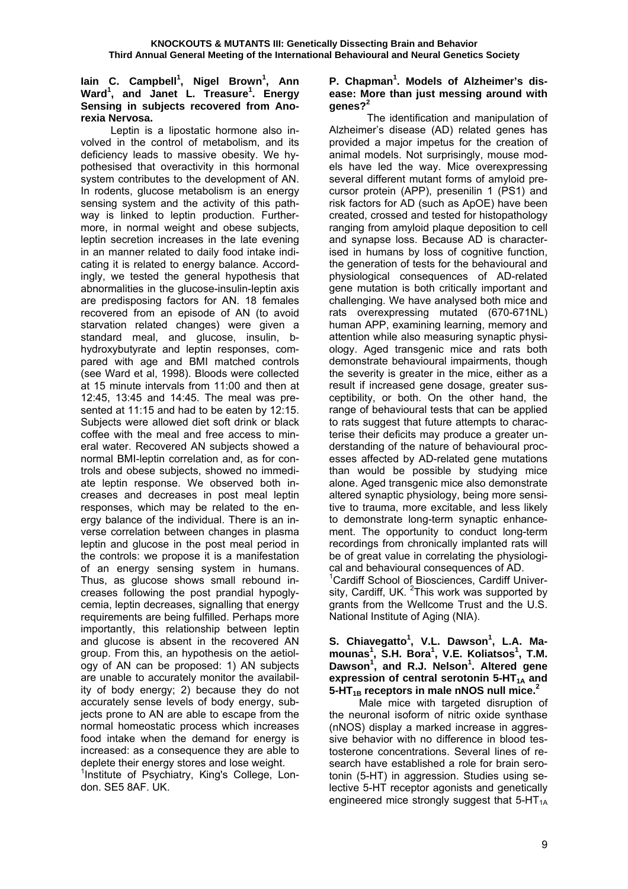**Iain C. Campbell[1], Nigel Brown[1], Ann Ward[1], and Janet L. Treasure[1]. Energy Sensing in subjects recovered from Anorexia Nervosa.**

Leptin is a lipostatic hormone also involved in the control of metabolism, and its deficiency leads to massive obesity. We hypothesised that overactivity in this hormonal system contributes to the development of AN. In rodents, glucose metabolism is an energy sensing system and the activity of this pathway is linked to leptin production. Furthermore, in normal weight and obese subjects, leptin secretion increases in the late evening in an manner related to daily food intake indicating it is related to energy balance. Accordingly, we tested the general hypothesis that abnormalities in the glucose-insulin-leptin axis are predisposing factors for AN. 18 females recovered from an episode of AN (to avoid starvation related changes) were given a standard meal, and glucose, insulin, b-hydroxybutyrate and leptin responses, compared with age and BMI matched controls (see Ward et al, 1998). Bloods were collected at 15 minute intervals from 11:00 and then at 12:45, 13:45 and 14:45. The meal was presented at 11:15 and had to be eaten by 12:15. Subjects were allowed diet soft drink or black coffee with the meal and free access to mineral water. Recovered AN subjects showed a normal BMI-leptin correlation and, as for controls and obese subjects, showed no immediate leptin response. We observed both increases and decreases in post meal leptin responses, which may be related to the energy balance of the individual. There is an inverse correlation between changes in plasma leptin and glucose in the post meal period in the controls: we propose it is a manifestation of an energy sensing system in humans. Thus, as glucose shows small rebound increases following the post prandial hypoglycemia, leptin decreases, signalling that energy requirements are being fulfilled. Perhaps more importantly, this relationship between leptin and glucose is absent in the recovered AN group. From this, an hypothesis on the aetiology of AN can be proposed: 1) AN subjects are unable to accurately monitor the availability of body energy; 2) because they do not accurately sense levels of body energy, subjects prone to AN are able to escape from the normal homeostatic process which increases food intake when the demand for energy is increased: as a consequence they are able to deplete their energy stores and lose weight.

[1]Institute of Psychiatry, King's College, London. SE5 8AF. UK.

**P. Chapman[1]. Models of Alzheimer's disease: More than just messing around with genes?[2]**

The identification and manipulation of Alzheimer's disease (AD) related genes has provided a major impetus for the creation of animal models. Not surprisingly, mouse models have led the way. Mice overexpressing several different mutant forms of amyloid precursor protein (APP), presenilin 1 (PS1) and risk factors for AD (such as ApOE) have been created, crossed and tested for histopathology ranging from amyloid plaque deposition to cell and synapse loss. Because AD is characterised in humans by loss of cognitive function, the generation of tests for the behavioural and physiological consequences of AD-related gene mutation is both critically important and challenging. We have analysed both mice and rats overexpressing mutated (670-671NL) human APP, examining learning, memory and attention while also measuring synaptic physiology. Aged transgenic mice and rats both demonstrate behavioural impairments, though the severity is greater in the mice, either as a result if increased gene dosage, greater susceptibility, or both. On the other hand, the range of behavioural tests that can be applied to rats suggest that future attempts to characterise their deficits may produce a greater understanding of the nature of behavioural processes affected by AD-related gene mutations than would be possible by studying mice alone. Aged transgenic mice also demonstrate altered synaptic physiology, being more sensitive to trauma, more excitable, and less likely to demonstrate long-term synaptic enhancement. The opportunity to conduct long-term recordings from chronically implanted rats will be of great value in correlating the physiological and behavioural consequences of AD.

[1]Cardiff School of Biosciences, Cardiff University, Cardiff, UK. [2]This work was supported by grants from the Wellcome Trust and the U.S. National Institute of Aging (NIA).

**S. Chiavegatto[1], V.L. Dawson[1], L.A. Mamounas[1], S.H. Bora[1], V.E. Koliatsos[1], T.M. Dawson[1], and R.J. Nelson[1]. Altered gene expression of central serotonin 5-HT$_{1A}$ and 5-HT$_{1B}$ receptors in male nNOS null mice.[2]**

Male mice with targeted disruption of the neuronal isoform of nitric oxide synthase (nNOS) display a marked increase in aggressive behavior with no difference in blood testosterone concentrations. Several lines of research have established a role for brain serotonin (5-HT) in aggression. Studies using selective 5-HT receptor agonists and genetically engineered mice strongly suggest that 5-HT$_{1A}$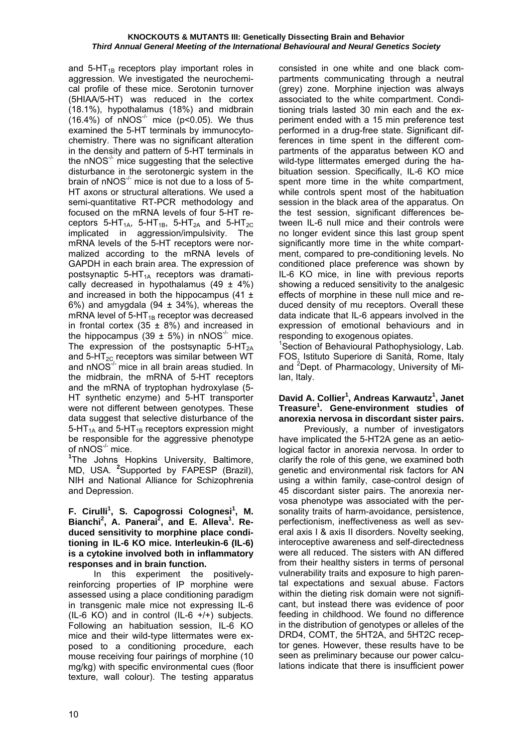and $5\text{-}HT_{1B}$ receptors play important roles in aggression. We investigated the neurochemical profile of these mice. Serotonin turnover (5HIAA/5-HT) was reduced in the cortex (18.1%), hypothalamus (18%) and midbrain (16.4%) of $nNOS^{-/-}$ mice ($p<0.05$). We thus examined the 5-HT terminals by immunocytochemistry. There was no significant alteration in the density and pattern of 5-HT terminals in the $nNOS^{-/-}$ mice suggesting that the selective disturbance in the serotonergic system in the brain of $nNOS^{-/-}$ mice is not due to a loss of 5-HT axons or structural alterations. We used a semi-quantitative RT-PCR methodology and focused on the mRNA levels of four 5-HT receptors $5\text{-}HT_{1A}$, $5\text{-}HT_{1B}$, $5\text{-}HT_{2A}$ and $5\text{-}HT_{2C}$ implicated in aggression/impulsivity. The mRNA levels of the 5-HT receptors were normalized according to the mRNA levels of GAPDH in each brain area. The expression of postsynaptic $5\text{-}HT_{1A}$ receptors was dramatically decreased in hypothalamus ($49 \pm 4\%$) and increased in both the hippocampus ($41 \pm 6\%$) and amygdala ($94 \pm 34\%$), whereas the mRNA level of $5\text{-}HT_{1B}$ receptor was decreased in frontal cortex ($35 \pm 8\%$) and increased in the hippocampus ($39 \pm 5\%$) in $nNOS^{-/-}$ mice. The expression of the postsynaptic $5\text{-}HT_{2A}$ and $5\text{-}HT_{2C}$ receptors was similar between WT and $nNOS^{-/-}$ mice in all brain areas studied. In the midbrain, the mRNA of 5-HT receptors and the mRNA of tryptophan hydroxylase (5-HT synthetic enzyme) and 5-HT transporter were not different between genotypes. These data suggest that selective disturbance of the $5\text{-}HT_{1A}$ and $5\text{-}HT_{1B}$ receptors expression might be responsible for the aggressive phenotype of $nNOS^{-/-}$ mice.

[1]The Johns Hopkins University, Baltimore, MD, USA. [2]Supported by FAPESP (Brazil), NIH and National Alliance for Schizophrenia and Depression.

**F. Cirulli[1], S. Capogrossi Colognesi[1], M. Bianchi[2], A. Panerai[2], and E. Alleva[1]. Reduced sensitivity to morphine place conditioning in IL-6 KO mice. Interleukin-6 (IL-6) is a cytokine involved both in inflammatory responses and in brain function.**

In this experiment the positively-reinforcing properties of IP morphine were assessed using a place conditioning paradigm in transgenic male mice not expressing IL-6 (IL-6 KO) and in control (IL-6 +/+) subjects. Following an habituation session, IL-6 KO mice and their wild-type littermates were exposed to a conditioning procedure, each mouse receiving four pairings of morphine (10 mg/kg) with specific environmental cues (floor texture, wall colour). The testing apparatus consisted in one white and one black compartments communicating through a neutral (grey) zone. Morphine injection was always associated to the white compartment. Conditioning trials lasted 30 min each and the experiment ended with a 15 min preference test performed in a drug-free state. Significant differences in time spent in the different compartments of the apparatus between KO and wild-type littermates emerged during the habituation session. Specifically, IL-6 KO mice spent more time in the white compartment, while controls spent most of the habituation session in the black area of the apparatus. On the test session, significant differences between IL-6 null mice and their controls were no longer evident since this last group spent significantly more time in the white compartment, compared to pre-conditioning levels. No conditioned place preference was shown by IL-6 KO mice, in line with previous reports showing a reduced sensitivity to the analgesic effects of morphine in these null mice and reduced density of mu receptors. Overall these data indicate that IL-6 appears involved in the expression of emotional behaviours and in responding to exogenous opiates.

[1]Section of Behavioural Pathophysiology, Lab. FOS, Istituto Superiore di Sanità, Rome, Italy and [2]Dept. of Pharmacology, University of Milan, Italy.

**David A. Collier[1], Andreas Karwautz[1], Janet Treasure[1]. Gene-environment studies of anorexia nervosa in discordant sister pairs.**

Previously, a number of investigators have implicated the 5-HT2A gene as an aetiological factor in anorexia nervosa. In order to clarify the role of this gene, we examined both genetic and environmental risk factors for AN using a within family, case-control design of 45 discordant sister pairs. The anorexia nervosa phenotype was associated with the personality traits of harm-avoidance, persistence, perfectionism, ineffectiveness as well as several axis I & axis II disorders. Novelty seeking, interoceptive awareness and self-directedness were all reduced. The sisters with AN differed from their healthy sisters in terms of personal vulnerability traits and exposure to high parental expectations and sexual abuse. Factors within the dieting risk domain were not significant, but instead there was evidence of poor feeding in childhood. We found no difference in the distribution of genotypes or alleles of the DRD4, COMT, the 5HT2A, and 5HT2C receptor genes. However, these results have to be seen as preliminary because our power calculations indicate that there is insufficient power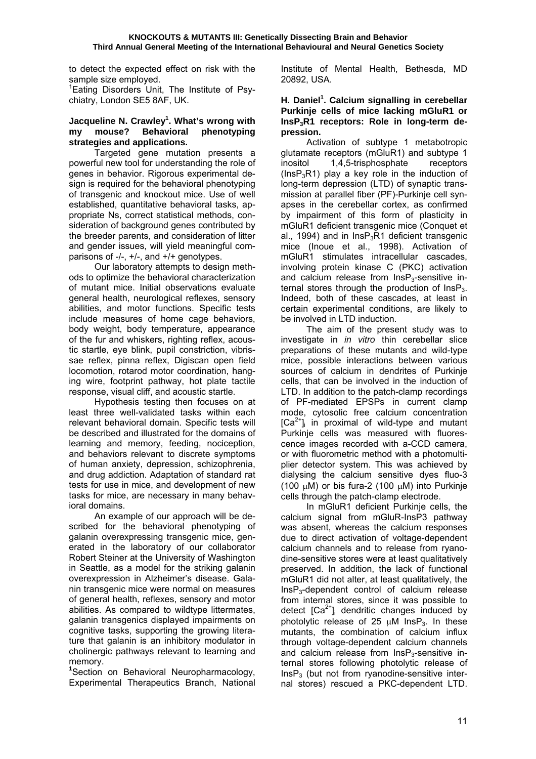to detect the expected effect on risk with the sample size employed.

[1]Eating Disorders Unit, The Institute of Psychiatry, London SE5 8AF, UK.

### Jacqueline N. Crawley[1]. What's wrong with my mouse? Behavioral phenotyping strategies and applications.

Targeted gene mutation presents a powerful new tool for understanding the role of genes in behavior. Rigorous experimental design is required for the behavioral phenotyping of transgenic and knockout mice. Use of well established, quantitative behavioral tasks, appropriate Ns, correct statistical methods, consideration of background genes contributed by the breeder parents, and consideration of litter and gender issues, will yield meaningful comparisons of -/-, +/-, and +/+ genotypes.

Our laboratory attempts to design methods to optimize the behavioral characterization of mutant mice. Initial observations evaluate general health, neurological reflexes, sensory abilities, and motor functions. Specific tests include measures of home cage behaviors, body weight, body temperature, appearance of the fur and whiskers, righting reflex, acoustic startle, eye blink, pupil constriction, vibrissae reflex, pinna reflex, Digiscan open field locomotion, rotarod motor coordination, hanging wire, footprint pathway, hot plate tactile response, visual cliff, and acoustic startle.

Hypothesis testing then focuses on at least three well-validated tasks within each relevant behavioral domain. Specific tests will be described and illustrated for the domains of learning and memory, feeding, nociception, and behaviors relevant to discrete symptoms of human anxiety, depression, schizophrenia, and drug addiction. Adaptation of standard rat tests for use in mice, and development of new tasks for mice, are necessary in many behavioral domains.

An example of our approach will be described for the behavioral phenotyping of galanin overexpressing transgenic mice, generated in the laboratory of our collaborator Robert Steiner at the University of Washington in Seattle, as a model for the striking galanin overexpression in Alzheimer's disease. Galanin transgenic mice were normal on measures of general health, reflexes, sensory and motor abilities. As compared to wildtype littermates, galanin transgenics displayed impairments on cognitive tasks, supporting the growing literature that galanin is an inhibitory modulator in cholinergic pathways relevant to learning and memory.

[1]Section on Behavioral Neuropharmacology, Experimental Therapeutics Branch, National Institute of Mental Health, Bethesda, MD 20892, USA.

### H. Daniel[1]. Calcium signalling in cerebellar Purkinje cells of mice lacking mGluR1 or $InsP_3R1$ receptors: Role in long-term depression.

Activation of subtype 1 metabotropic glutamate receptors (mGluR1) and subtype 1 inositol 1,4,5-trisphosphate receptors ($InsP_3R1$) play a key role in the induction of long-term depression (LTD) of synaptic transmission at parallel fiber (PF)-Purkinje cell synapses in the cerebellar cortex, as confirmed by impairment of this form of plasticity in mGluR1 deficient transgenic mice (Conquet et al., 1994) and in $InsP_3R1$ deficient transgenic mice (Inoue et al., 1998). Activation of mGluR1 stimulates intracellular cascades, involving protein kinase C (PKC) activation and calcium release from $InsP_3$-sensitive internal stores through the production of $InsP_3$. Indeed, both of these cascades, at least in certain experimental conditions, are likely to be involved in LTD induction.

The aim of the present study was to investigate in *in vitro* thin cerebellar slice preparations of these mutants and wild-type mice, possible interactions between various sources of calcium in dendrites of Purkinje cells, that can be involved in the induction of LTD. In addition to the patch-clamp recordings of PF-mediated EPSPs in current clamp mode, cytosolic free calcium concentration $[Ca^{2+}]_i$ in proximal of wild-type and mutant Purkinje cells was measured with fluorescence images recorded with a-CCD camera, or with fluorometric method with a photomultiplier detector system. This was achieved by dialysing the calcium sensitive dyes fluo-3 (100 μM) or bis fura-2 (100 μM) into Purkinje cells through the patch-clamp electrode.

In mGluR1 deficient Purkinje cells, the calcium signal from mGluR-InsP3 pathway was absent, whereas the calcium responses due to direct activation of voltage-dependent calcium channels and to release from ryanodine-sensitive stores were at least qualitatively preserved. In addition, the lack of functional mGluR1 did not alter, at least qualitatively, the $InsP_3$-dependent control of calcium release from internal stores, since it was possible to detect $[Ca^{2+}]_i$ dendritic changes induced by photolytic release of 25 μM $InsP_3$. In these mutants, the combination of calcium influx through voltage-dependent calcium channels and calcium release from $InsP_3$-sensitive internal stores following photolytic release of $InsP_3$ (but not from ryanodine-sensitive internal stores) rescued a PKC-dependent LTD.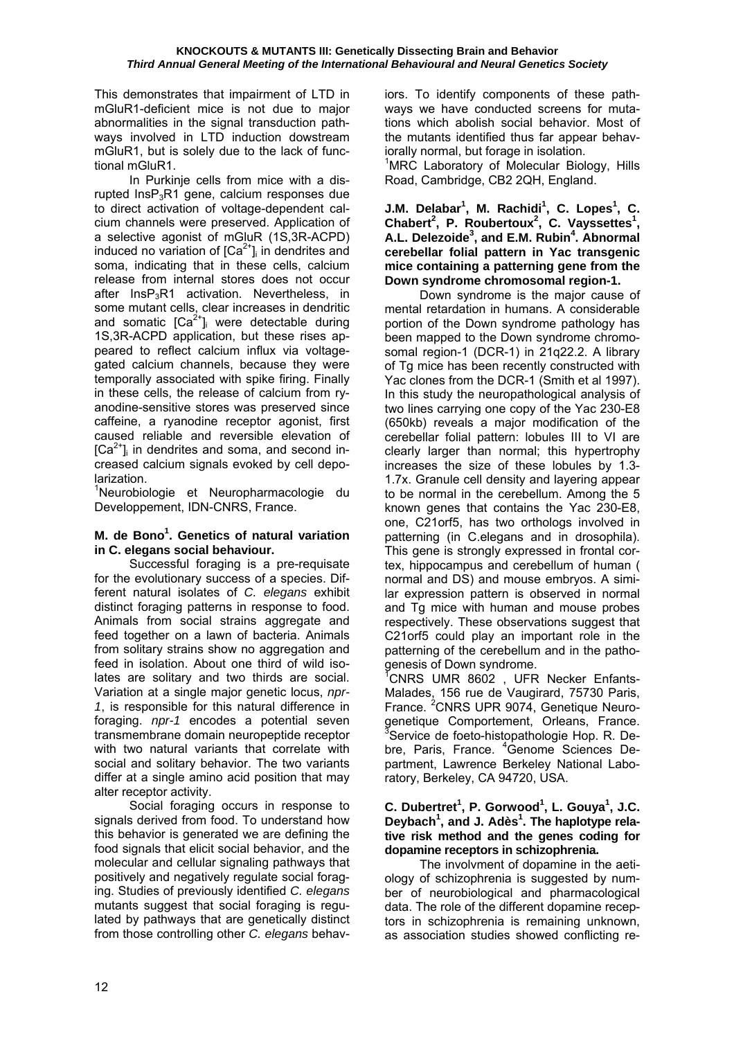This demonstrates that impairment of LTD in mGluR1-deficient mice is not due to major abnormalities in the signal transduction pathways involved in LTD induction dowstream mGluR1, but is solely due to the lack of functional mGluR1.

In Purkinje cells from mice with a disrupted $InsP_3R1$ gene, calcium responses due to direct activation of voltage-dependent calcium channels were preserved. Application of a selective agonist of mGluR (1S,3R-ACPD) induced no variation of $[Ca^{2+}]_i$ in dendrites and soma, indicating that in these cells, calcium release from internal stores does not occur after $InsP_3R1$ activation. Nevertheless, in some mutant cells, clear increases in dendritic and somatic $[Ca^{2+}]_i$ were detectable during 1S,3R-ACPD application, but these rises appeared to reflect calcium influx via voltage-gated calcium channels, because they were temporally associated with spike firing. Finally in these cells, the release of calcium from ryanodine-sensitive stores was preserved since caffeine, a ryanodine receptor agonist, first caused reliable and reversible elevation of $[Ca^{2+}]_i$ in dendrites and soma, and second increased calcium signals evoked by cell depolarization.

[1]Neurobiologie et Neuropharmacologie du Developpement, IDN-CNRS, France.

**M. de Bono[1]. Genetics of natural variation in C. elegans social behaviour.**

Successful foraging is a pre-requisate for the evolutionary success of a species. Different natural isolates of *C. elegans* exhibit distinct foraging patterns in response to food. Animals from social strains aggregate and feed together on a lawn of bacteria. Animals from solitary strains show no aggregation and feed in isolation. About one third of wild isolates are solitary and two thirds are social. Variation at a single major genetic locus, *npr-1*, is responsible for this natural difference in foraging. *npr-1* encodes a potential seven transmembrane domain neuropeptide receptor with two natural variants that correlate with social and solitary behavior. The two variants differ at a single amino acid position that may alter receptor activity.

Social foraging occurs in response to signals derived from food. To understand how this behavior is generated we are defining the food signals that elicit social behavior, and the molecular and cellular signaling pathways that positively and negatively regulate social foraging. Studies of previously identified *C. elegans* mutants suggest that social foraging is regulated by pathways that are genetically distinct from those controlling other *C. elegans* behaviors. To identify components of these pathways we have conducted screens for mutations which abolish social behavior. Most of the mutants identified thus far appear behaviorally normal, but forage in isolation.

[1]MRC Laboratory of Molecular Biology, Hills Road, Cambridge, CB2 2QH, England.

**J.M. Delabar[1], M. Rachidi[1], C. Lopes[1], C. Chabert[2], P. Roubertoux[2], C. Vayssettes[1], A.L. Delezoide[3], and E.M. Rubin[4]. Abnormal cerebellar folial pattern in Yac transgenic mice containing a patterning gene from the Down syndrome chromosomal region-1.**

Down syndrome is the major cause of mental retardation in humans. A considerable portion of the Down syndrome pathology has been mapped to the Down syndrome chromosomal region-1 (DCR-1) in 21q22.2. A library of Tg mice has been recently constructed with Yac clones from the DCR-1 (Smith et al 1997). In this study the neuropathological analysis of two lines carrying one copy of the Yac 230-E8 (650kb) reveals a major modification of the cerebellar folial pattern: lobules III to VI are clearly larger than normal; this hypertrophy increases the size of these lobules by 1.3-1.7x. Granule cell density and layering appear to be normal in the cerebellum. Among the 5 known genes that contains the Yac 230-E8, one, C21orf5, has two orthologs involved in patterning (in C.elegans and in drosophila). This gene is strongly expressed in frontal cortex, hippocampus and cerebellum of human ( normal and DS) and mouse embryos. A similar expression pattern is observed in normal and Tg mice with human and mouse probes respectively. These observations suggest that C21orf5 could play an important role in the patterning of the cerebellum and in the pathogenesis of Down syndrome.

[1]CNRS UMR 8602 , UFR Necker Enfants-Malades, 156 rue de Vaugirard, 75730 Paris, France. [2]CNRS UPR 9074, Genetique Neurogenetique Comportement, Orleans, France. [3]Service de foeto-histopathologie Hop. R. Debre, Paris, France. [4]Genome Sciences Department, Lawrence Berkeley National Laboratory, Berkeley, CA 94720, USA.

**C. Dubertret[1], P. Gorwood[1], L. Gouya[1], J.C. Deybach[1], and J. Adès[1]. The haplotype relative risk method and the genes coding for dopamine receptors in schizophrenia.**

The involvment of dopamine in the aetiology of schizophrenia is suggested by number of neurobiological and pharmacological data. The role of the different dopamine receptors in schizophrenia is remaining unknown, as association studies showed conflicting re-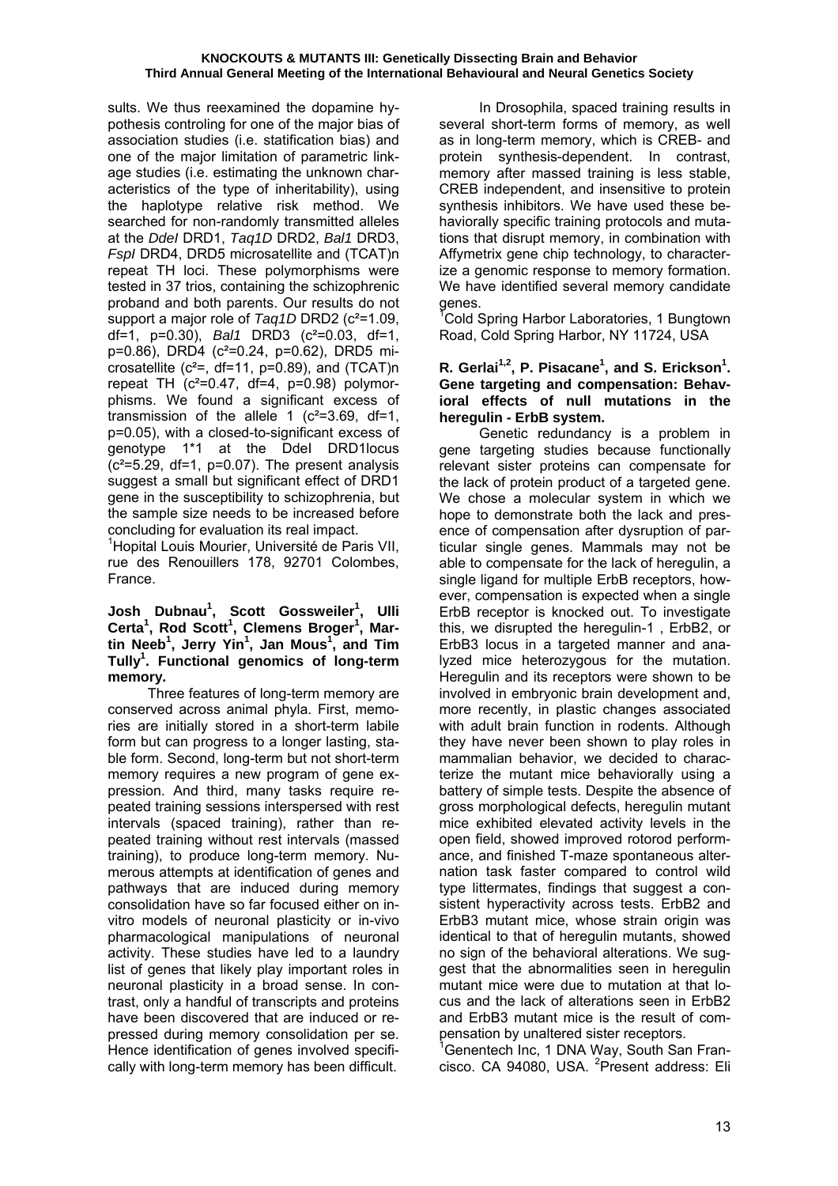sults. We thus reexamined the dopamine hypothesis controling for one of the major bias of association studies (i.e. statification bias) and one of the major limitation of parametric linkage studies (i.e. estimating the unknown characteristics of the type of inheritability), using the haplotype relative risk method. We searched for non-randomly transmitted alleles at the *DdeI* DRD1, *Taq1D* DRD2, *Bal1* DRD3, *FspI* DRD4, DRD5 microsatellite and (TCAT)n repeat TH loci. These polymorphisms were tested in 37 trios, containing the schizophrenic proband and both parents. Our results do not support a major role of *Taq1D* DRD2 ($c^2$=1.09, df=1, p=0.30), *Bal1* DRD3 ($c^2$=0.03, df=1, p=0.86), DRD4 ($c^2$=0.24, p=0.62), DRD5 microsatellite ($c^2$=, df=11, p=0.89), and (TCAT)n repeat TH ($c^2$=0.47, df=4, p=0.98) polymorphisms. We found a significant excess of transmission of the allele 1 ($c^2$=3.69, df=1, p=0.05), with a closed-to-significant excess of genotype 1*1 at the DdeI DRD1locus ($c^2$=5.29, df=1, p=0.07). The present analysis suggest a small but significant effect of DRD1 gene in the susceptibility to schizophrenia, but the sample size needs to be increased before concluding for evaluation its real impact.

[1]Hopital Louis Mourier, Université de Paris VII, rue des Renouillers 178, 92701 Colombes, France.

**Josh Dubnau[1], Scott Gossweiler[1], Ulli Certa[1], Rod Scott[1], Clemens Broger[1], Martin Neeb[1], Jerry Yin[1], Jan Mous[1], and Tim Tully[1]. Functional genomics of long-term memory.**

Three features of long-term memory are conserved across animal phyla. First, memories are initially stored in a short-term labile form but can progress to a longer lasting, stable form. Second, long-term but not short-term memory requires a new program of gene expression. And third, many tasks require repeated training sessions interspersed with rest intervals (spaced training), rather than repeated training without rest intervals (massed training), to produce long-term memory. Numerous attempts at identification of genes and pathways that are induced during memory consolidation have so far focused either on in-vitro models of neuronal plasticity or in-vivo pharmacological manipulations of neuronal activity. These studies have led to a laundry list of genes that likely play important roles in neuronal plasticity in a broad sense. In contrast, only a handful of transcripts and proteins have been discovered that are induced or repressed during memory consolidation per se. Hence identification of genes involved specifically with long-term memory has been difficult.

In Drosophila, spaced training results in several short-term forms of memory, as well as in long-term memory, which is CREB- and protein synthesis-dependent. In contrast, memory after massed training is less stable, CREB independent, and insensitive to protein synthesis inhibitors. We have used these behaviorally specific training protocols and mutations that disrupt memory, in combination with Affymetrix gene chip technology, to characterize a genomic response to memory formation. We have identified several memory candidate genes.

[1]Cold Spring Harbor Laboratories, 1 Bungtown Road, Cold Spring Harbor, NY 11724, USA

**R. Gerlai[1,2], P. Pisacane[1], and S. Erickson[1]. Gene targeting and compensation: Behavioral effects of null mutations in the heregulin - ErbB system.**

Genetic redundancy is a problem in gene targeting studies because functionally relevant sister proteins can compensate for the lack of protein product of a targeted gene. We chose a molecular system in which we hope to demonstrate both the lack and presence of compensation after dysruption of particular single genes. Mammals may not be able to compensate for the lack of heregulin, a single ligand for multiple ErbB receptors, however, compensation is expected when a single ErbB receptor is knocked out. To investigate this, we disrupted the heregulin-1 , ErbB2, or ErbB3 locus in a targeted manner and analyzed mice heterozygous for the mutation. Heregulin and its receptors were shown to be involved in embryonic brain development and, more recently, in plastic changes associated with adult brain function in rodents. Although they have never been shown to play roles in mammalian behavior, we decided to characterize the mutant mice behaviorally using a battery of simple tests. Despite the absence of gross morphological defects, heregulin mutant mice exhibited elevated activity levels in the open field, showed improved rotorod performance, and finished T-maze spontaneous alternation task faster compared to control wild type littermates, findings that suggest a consistent hyperactivity across tests. ErbB2 and ErbB3 mutant mice, whose strain origin was identical to that of heregulin mutants, showed no sign of the behavioral alterations. We suggest that the abnormalities seen in heregulin mutant mice were due to mutation at that locus and the lack of alterations seen in ErbB2 and ErbB3 mutant mice is the result of compensation by unaltered sister receptors.

[1]Genentech Inc, 1 DNA Way, South San Francisco. CA 94080, USA. [2]Present address: Eli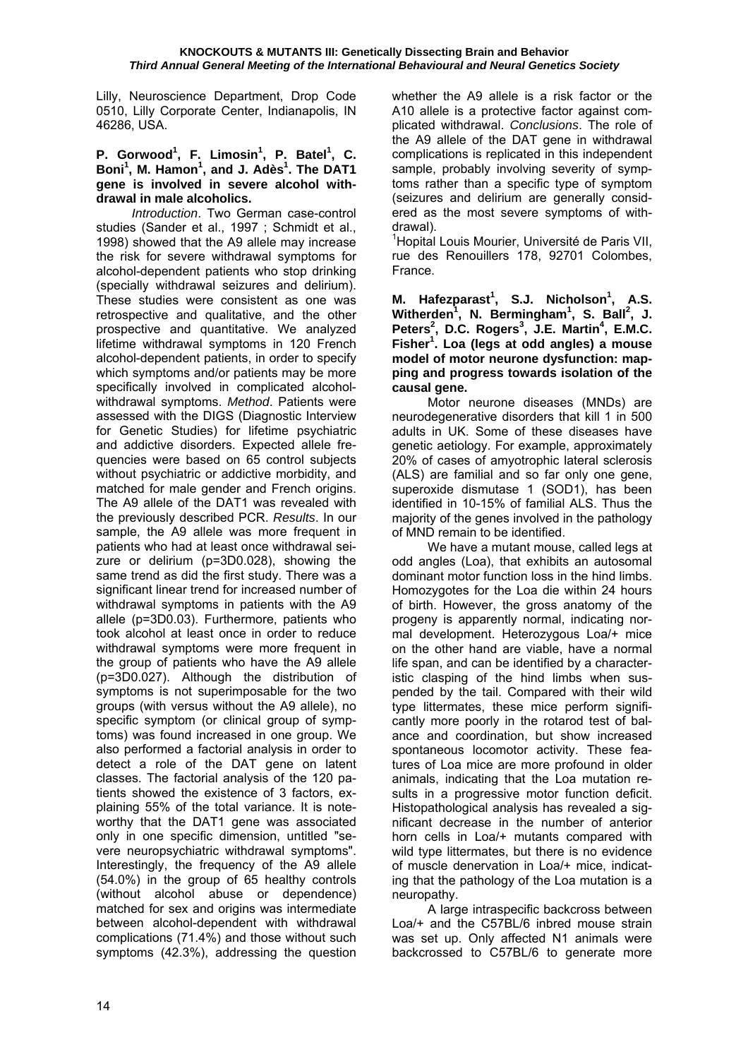Lilly, Neuroscience Department, Drop Code 0510, Lilly Corporate Center, Indianapolis, IN 46286, USA.

**P. Gorwood[1], F. Limosin[1], P. Batel[1], C. Boni[1], M. Hamon[1], and J. Adès[1]. The DAT1 gene is involved in severe alcohol withdrawal in male alcoholics.**

*Introduction*. Two German case-control studies (Sander et al., 1997 ; Schmidt et al., 1998) showed that the A9 allele may increase the risk for severe withdrawal symptoms for alcohol-dependent patients who stop drinking (specially withdrawal seizures and delirium). These studies were consistent as one was retrospective and qualitative, and the other prospective and quantitative. We analyzed lifetime withdrawal symptoms in 120 French alcohol-dependent patients, in order to specify which symptoms and/or patients may be more specifically involved in complicated alcohol-withdrawal symptoms. *Method*. Patients were assessed with the DIGS (Diagnostic Interview for Genetic Studies) for lifetime psychiatric and addictive disorders. Expected allele frequencies were based on 65 control subjects without psychiatric or addictive morbidity, and matched for male gender and French origins. The A9 allele of the DAT1 was revealed with the previously described PCR. *Results*. In our sample, the A9 allele was more frequent in patients who had at least once withdrawal seizure or delirium (p=3D0.028), showing the same trend as did the first study. There was a significant linear trend for increased number of withdrawal symptoms in patients with the A9 allele (p=3D0.03). Furthermore, patients who took alcohol at least once in order to reduce withdrawal symptoms were more frequent in the group of patients who have the A9 allele (p=3D0.027). Although the distribution of symptoms is not superimposable for the two groups (with versus without the A9 allele), no specific symptom (or clinical group of symptoms) was found increased in one group. We also performed a factorial analysis in order to detect a role of the DAT gene on latent classes. The factorial analysis of the 120 patients showed the existence of 3 factors, explaining 55% of the total variance. It is noteworthy that the DAT1 gene was associated only in one specific dimension, untitled "severe neuropsychiatric withdrawal symptoms". Interestingly, the frequency of the A9 allele (54.0%) in the group of 65 healthy controls (without alcohol abuse or dependence) matched for sex and origins was intermediate between alcohol-dependent with withdrawal complications (71.4%) and those without such symptoms (42.3%), addressing the question whether the A9 allele is a risk factor or the A10 allele is a protective factor against complicated withdrawal. *Conclusions*. The role of the A9 allele of the DAT gene in withdrawal complications is replicated in this independent sample, probably involving severity of symptoms rather than a specific type of symptom (seizures and delirium are generally considered as the most severe symptoms of withdrawal).

[1]Hopital Louis Mourier, Université de Paris VII, rue des Renouillers 178, 92701 Colombes, France.

**M. Hafezparast[1], S.J. Nicholson[1], A.S. Witherden[1], N. Bermingham[1], S. Ball[2], J. Peters[2], D.C. Rogers[3], J.E. Martin[4], E.M.C. Fisher[1]. Loa (legs at odd angles) a mouse model of motor neurone dysfunction: mapping and progress towards isolation of the causal gene.**

Motor neurone diseases (MNDs) are neurodegenerative disorders that kill 1 in 500 adults in UK. Some of these diseases have genetic aetiology. For example, approximately 20% of cases of amyotrophic lateral sclerosis (ALS) are familial and so far only one gene, superoxide dismutase 1 (SOD1), has been identified in 10-15% of familial ALS. Thus the majority of the genes involved in the pathology of MND remain to be identified.

We have a mutant mouse, called legs at odd angles (Loa), that exhibits an autosomal dominant motor function loss in the hind limbs. Homozygotes for the Loa die within 24 hours of birth. However, the gross anatomy of the progeny is apparently normal, indicating normal development. Heterozygous Loa/+ mice on the other hand are viable, have a normal life span, and can be identified by a characteristic clasping of the hind limbs when suspended by the tail. Compared with their wild type littermates, these mice perform significantly more poorly in the rotarod test of balance and coordination, but show increased spontaneous locomotor activity. These features of Loa mice are more profound in older animals, indicating that the Loa mutation results in a progressive motor function deficit. Histopathological analysis has revealed a significant decrease in the number of anterior horn cells in Loa/+ mutants compared with wild type littermates, but there is no evidence of muscle denervation in Loa/+ mice, indicating that the pathology of the Loa mutation is a neuropathy.

A large intraspecific backcross between Loa/+ and the C57BL/6 inbred mouse strain was set up. Only affected N1 animals were backcrossed to C57BL/6 to generate more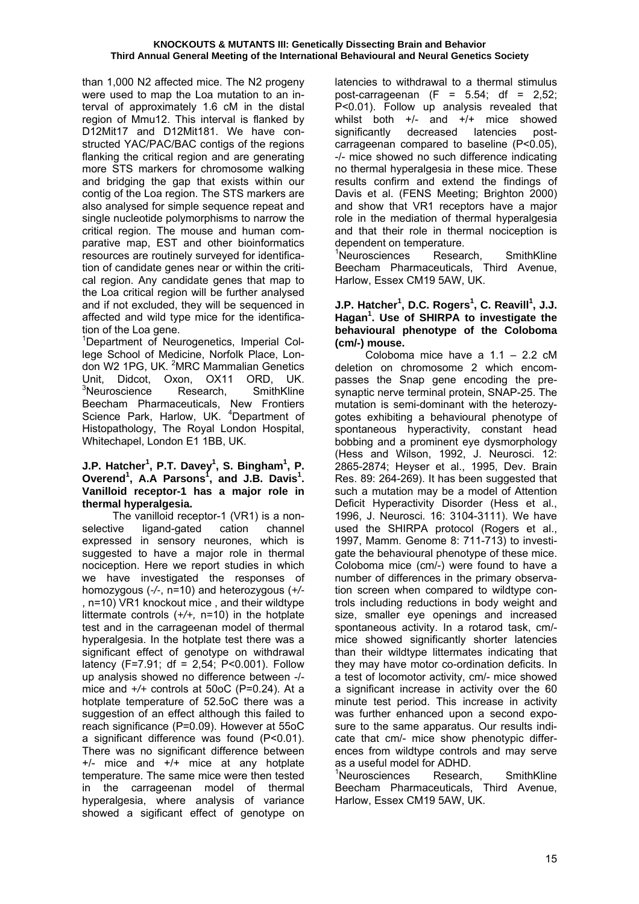than 1,000 N2 affected mice. The N2 progeny were used to map the Loa mutation to an interval of approximately 1.6 cM in the distal region of Mmu12. This interval is flanked by D12Mit17 and D12Mit181. We have constructed YAC/PAC/BAC contigs of the regions flanking the critical region and are generating more STS markers for chromosome walking and bridging the gap that exists within our contig of the Loa region. The STS markers are also analysed for simple sequence repeat and single nucleotide polymorphisms to narrow the critical region. The mouse and human comparative map, EST and other bioinformatics resources are routinely surveyed for identification of candidate genes near or within the critical region. Any candidate genes that map to the Loa critical region will be further analysed and if not excluded, they will be sequenced in affected and wild type mice for the identification of the Loa gene.

[1]Department of Neurogenetics, Imperial College School of Medicine, Norfolk Place, London W2 1PG, UK. [2]MRC Mammalian Genetics Unit, Didcot, Oxon, OX11 ORD, UK. [3]Neuroscience Research, SmithKline Beecham Pharmaceuticals, New Frontiers Science Park, Harlow, UK. [4]Department of Histopathology, The Royal London Hospital, Whitechapel, London E1 1BB, UK.

**J.P. Hatcher[1], P.T. Davey[1], S. Bingham[1], P. Overend[1], A.A Parsons[1], and J.B. Davis[1]. Vanilloid receptor-1 has a major role in thermal hyperalgesia.**

The vanilloid receptor-1 (VR1) is a non-selective ligand-gated cation channel expressed in sensory neurones, which is suggested to have a major role in thermal nociception. Here we report studies in which we have investigated the responses of homozygous (-/-, n=10) and heterozygous (+/-, n=10) VR1 knockout mice , and their wildtype littermate controls (+/+, n=10) in the hotplate test and in the carrageenan model of thermal hyperalgesia. In the hotplate test there was a significant effect of genotype on withdrawal latency (F=7.91; df = 2,54; P<0.001). Follow up analysis showed no difference between -/- mice and +/+ controls at 50oC (P=0.24). At a hotplate temperature of 52.5oC there was a suggestion of an effect although this failed to reach significance (P=0.09). However at 55oC a significant difference was found (P<0.01). There was no significant difference between +/- mice and +/+ mice at any hotplate temperature. The same mice were then tested in the carrageenan model of thermal hyperalgesia, where analysis of variance showed a sigificant effect of genotype on latencies to withdrawal to a thermal stimulus post-carrageenan (F = 5.54; df = 2,52; P<0.01). Follow up analysis revealed that whilst both +/- and +/+ mice showed significantly decreased latencies post-carrageenan compared to baseline (P<0.05), -/- mice showed no such difference indicating no thermal hyperalgesia in these mice. These results confirm and extend the findings of Davis et al. (FENS Meeting; Brighton 2000) and show that VR1 receptors have a major role in the mediation of thermal hyperalgesia and that their role in thermal nociception is dependent on temperature.

[1]Neurosciences Research, SmithKline Beecham Pharmaceuticals, Third Avenue, Harlow, Essex CM19 5AW, UK.

**J.P. Hatcher[1], D.C. Rogers[1], C. Reavill[1], J.J. Hagan[1]. Use of SHIRPA to investigate the behavioural phenotype of the Coloboma (cm/-) mouse.**

Coloboma mice have a 1.1 – 2.2 cM deletion on chromosome 2 which encompasses the Snap gene encoding the presynaptic nerve terminal protein, SNAP-25. The mutation is semi-dominant with the heterozygotes exhibiting a behavioural phenotype of spontaneous hyperactivity, constant head bobbing and a prominent eye dysmorphology (Hess and Wilson, 1992, J. Neurosci. 12: 2865-2874; Heyser et al., 1995, Dev. Brain Res. 89: 264-269). It has been suggested that such a mutation may be a model of Attention Deficit Hyperactivity Disorder (Hess et al., 1996, J. Neurosci. 16: 3104-3111). We have used the SHIRPA protocol (Rogers et al., 1997, Mamm. Genome 8: 711-713) to investigate the behavioural phenotype of these mice. Coloboma mice (cm/-) were found to have a number of differences in the primary observation screen when compared to wildtype controls including reductions in body weight and size, smaller eye openings and increased spontaneous activity. In a rotarod task, cm/- mice showed significantly shorter latencies than their wildtype littermates indicating that they may have motor co-ordination deficits. In a test of locomotor activity, cm/- mice showed a significant increase in activity over the 60 minute test period. This increase in activity was further enhanced upon a second exposure to the same apparatus. Our results indicate that cm/- mice show phenotypic differences from wildtype controls and may serve as a useful model for ADHD.

[1]Neurosciences Research, SmithKline Beecham Pharmaceuticals, Third Avenue, Harlow, Essex CM19 5AW, UK.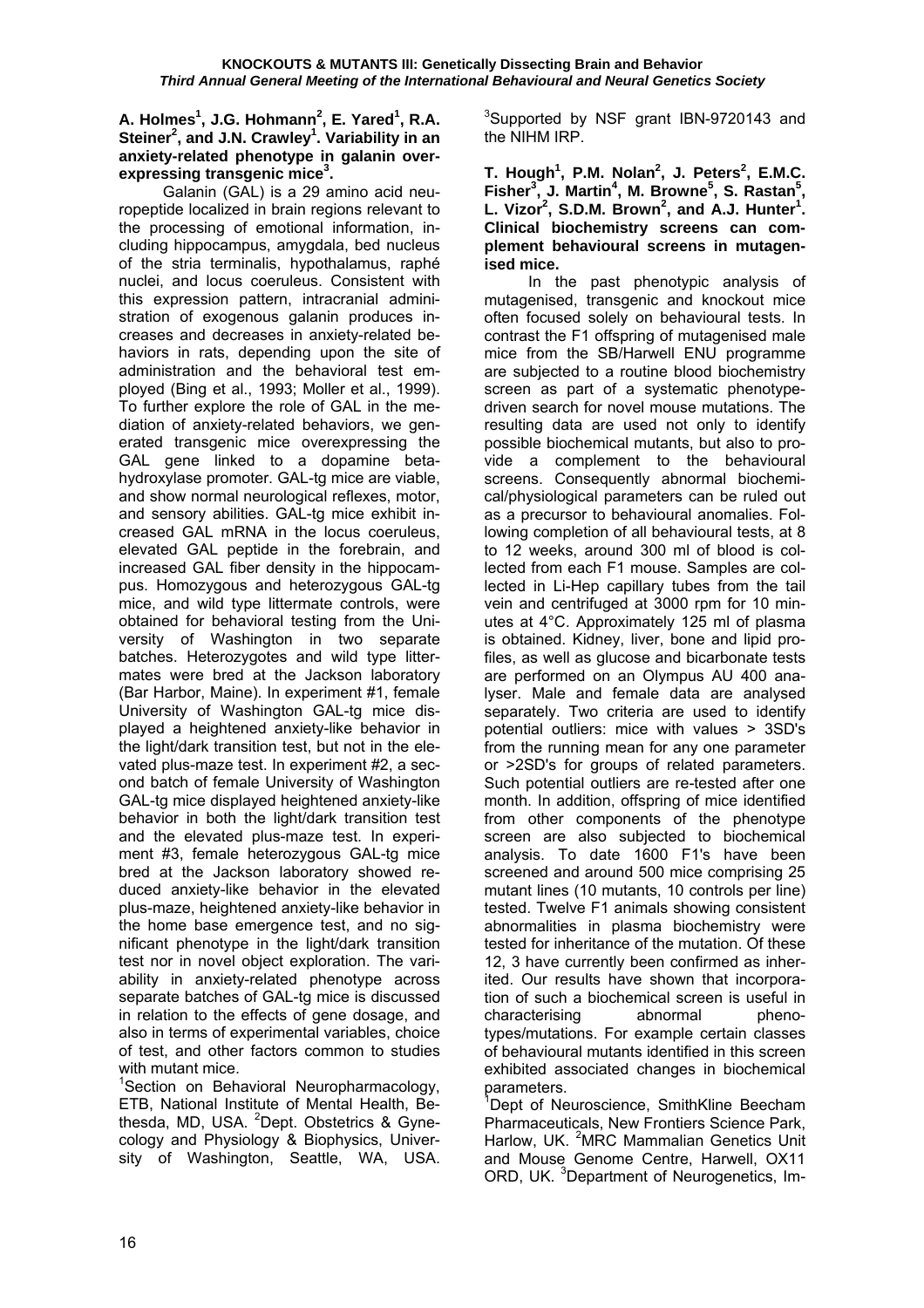**A. Holmes[1], J.G. Hohmann[2], E. Yared[1], R.A. Steiner[2], and J.N. Crawley[1]. Variability in an anxiety-related phenotype in galanin over-expressing transgenic mice[3].**

Galanin (GAL) is a 29 amino acid neuropeptide localized in brain regions relevant to the processing of emotional information, including hippocampus, amygdala, bed nucleus of the stria terminalis, hypothalamus, raphé nuclei, and locus coeruleus. Consistent with this expression pattern, intracranial administration of exogenous galanin produces increases and decreases in anxiety-related behaviors in rats, depending upon the site of administration and the behavioral test employed (Bing et al., 1993; Moller et al., 1999). To further explore the role of GAL in the mediation of anxiety-related behaviors, we generated transgenic mice overexpressing the GAL gene linked to a dopamine beta-hydroxylase promoter. GAL-tg mice are viable, and show normal neurological reflexes, motor, and sensory abilities. GAL-tg mice exhibit increased GAL mRNA in the locus coeruleus, elevated GAL peptide in the forebrain, and increased GAL fiber density in the hippocampus. Homozygous and heterozygous GAL-tg mice, and wild type littermate controls, were obtained for behavioral testing from the University of Washington in two separate batches. Heterozygotes and wild type littermates were bred at the Jackson laboratory (Bar Harbor, Maine). In experiment #1, female University of Washington GAL-tg mice displayed a heightened anxiety-like behavior in the light/dark transition test, but not in the elevated plus-maze test. In experiment #2, a second batch of female University of Washington GAL-tg mice displayed heightened anxiety-like behavior in both the light/dark transition test and the elevated plus-maze test. In experiment #3, female heterozygous GAL-tg mice bred at the Jackson laboratory showed reduced anxiety-like behavior in the elevated plus-maze, heightened anxiety-like behavior in the home base emergence test, and no significant phenotype in the light/dark transition test nor in novel object exploration. The variability in anxiety-related phenotype across separate batches of GAL-tg mice is discussed in relation to the effects of gene dosage, and also in terms of experimental variables, choice of test, and other factors common to studies with mutant mice.

[1]Section on Behavioral Neuropharmacology, ETB, National Institute of Mental Health, Bethesda, MD, USA. [2]Dept. Obstetrics & Gynecology and Physiology & Biophysics, University of Washington, Seattle, WA, USA. [3]Supported by NSF grant IBN-9720143 and the NIHM IRP.

**T. Hough[1], P.M. Nolan[2], J. Peters[2], E.M.C. Fisher[3], J. Martin[4], M. Browne[5], S. Rastan[5], L. Vizor[2], S.D.M. Brown[2], and A.J. Hunter[1]. Clinical biochemistry screens can complement behavioural screens in mutagenised mice.**

In the past phenotypic analysis of mutagenised, transgenic and knockout mice often focused solely on behavioural tests. In contrast the F1 offspring of mutagenised male mice from the SB/Harwell ENU programme are subjected to a routine blood biochemistry screen as part of a systematic phenotype-driven search for novel mouse mutations. The resulting data are used not only to identify possible biochemical mutants, but also to provide a complement to the behavioural screens. Consequently abnormal biochemical/physiological parameters can be ruled out as a precursor to behavioural anomalies. Following completion of all behavioural tests, at 8 to 12 weeks, around 300 ml of blood is collected from each F1 mouse. Samples are collected in Li-Hep capillary tubes from the tail vein and centrifuged at 3000 rpm for 10 minutes at 4°C. Approximately 125 ml of plasma is obtained. Kidney, liver, bone and lipid profiles, as well as glucose and bicarbonate tests are performed on an Olympus AU 400 analyser. Male and female data are analysed separately. Two criteria are used to identify potential outliers: mice with values > 3SD's from the running mean for any one parameter or >2SD's for groups of related parameters. Such potential outliers are re-tested after one month. In addition, offspring of mice identified from other components of the phenotype screen are also subjected to biochemical analysis. To date 1600 F1's have been screened and around 500 mice comprising 25 mutant lines (10 mutants, 10 controls per line) tested. Twelve F1 animals showing consistent abnormalities in plasma biochemistry were tested for inheritance of the mutation. Of these 12, 3 have currently been confirmed as inherited. Our results have shown that incorporation of such a biochemical screen is useful in characterising abnormal phenotypes/mutations. For example certain classes of behavioural mutants identified in this screen exhibited associated changes in biochemical parameters.

[1]Dept of Neuroscience, SmithKline Beecham Pharmaceuticals, New Frontiers Science Park, Harlow, UK. [2]MRC Mammalian Genetics Unit and Mouse Genome Centre, Harwell, OX11 ORD, UK. [3]Department of Neurogenetics, Im-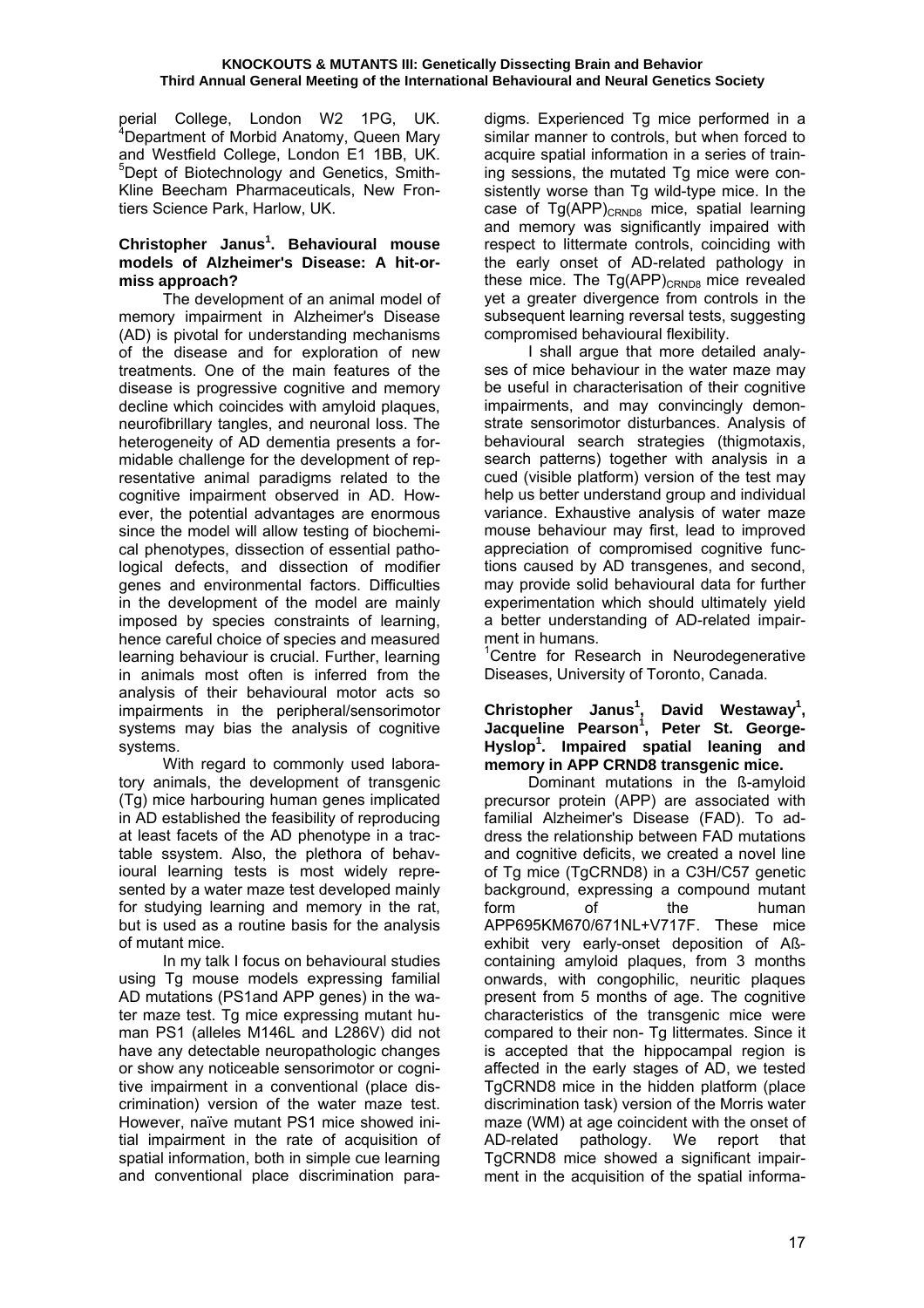perial College, London W2 1PG, UK. [4]Department of Morbid Anatomy, Queen Mary and Westfield College, London E1 1BB, UK. [5]Dept of Biotechnology and Genetics, SmithKline Beecham Pharmaceuticals, New Frontiers Science Park, Harlow, UK.

**Christopher Janus[1]. Behavioural mouse models of Alzheimer's Disease: A hit-or-miss approach?**

The development of an animal model of memory impairment in Alzheimer's Disease (AD) is pivotal for understanding mechanisms of the disease and for exploration of new treatments. One of the main features of the disease is progressive cognitive and memory decline which coincides with amyloid plaques, neurofibrillary tangles, and neuronal loss. The heterogeneity of AD dementia presents a formidable challenge for the development of representative animal paradigms related to the cognitive impairment observed in AD. However, the potential advantages are enormous since the model will allow testing of biochemical phenotypes, dissection of essential pathological defects, and dissection of modifier genes and environmental factors. Difficulties in the development of the model are mainly imposed by species constraints of learning, hence careful choice of species and measured learning behaviour is crucial. Further, learning in animals most often is inferred from the analysis of their behavioural motor acts so impairments in the peripheral/sensorimotor systems may bias the analysis of cognitive systems.

With regard to commonly used laboratory animals, the development of transgenic (Tg) mice harbouring human genes implicated in AD established the feasibility of reproducing at least facets of the AD phenotype in a tractable ssystem. Also, the plethora of behavioural learning tests is most widely represented by a water maze test developed mainly for studying learning and memory in the rat, but is used as a routine basis for the analysis of mutant mice.

In my talk I focus on behavioural studies using Tg mouse models expressing familial AD mutations (PS1and APP genes) in the water maze test. Tg mice expressing mutant human PS1 (alleles M146L and L286V) did not have any detectable neuropathologic changes or show any noticeable sensorimotor or cognitive impairment in a conventional (place discrimination) version of the water maze test. However, naïve mutant PS1 mice showed initial impairment in the rate of acquisition of spatial information, both in simple cue learning and conventional place discrimination paradigms. Experienced Tg mice performed in a similar manner to controls, but when forced to acquire spatial information in a series of training sessions, the mutated Tg mice were consistently worse than Tg wild-type mice. In the case of $Tg(APP)_{CRND8}$ mice, spatial learning and memory was significantly impaired with respect to littermate controls, coinciding with the early onset of AD-related pathology in these mice. The $Tg(APP)_{CRND8}$ mice revealed yet a greater divergence from controls in the subsequent learning reversal tests, suggesting compromised behavioural flexibility.

I shall argue that more detailed analyses of mice behaviour in the water maze may be useful in characterisation of their cognitive impairments, and may convincingly demonstrate sensorimotor disturbances. Analysis of behavioural search strategies (thigmotaxis, search patterns) together with analysis in a cued (visible platform) version of the test may help us better understand group and individual variance. Exhaustive analysis of water maze mouse behaviour may first, lead to improved appreciation of compromised cognitive functions caused by AD transgenes, and second, may provide solid behavioural data for further experimentation which should ultimately yield a better understanding of AD-related impairment in humans.

[1]Centre for Research in Neurodegenerative Diseases, University of Toronto, Canada.

**Christopher Janus[1], David Westaway[1], Jacqueline Pearson[1], Peter St. George-Hyslop[1]. Impaired spatial leaning and memory in APP CRND8 transgenic mice.**

Dominant mutations in the ß-amyloid precursor protein (APP) are associated with familial Alzheimer's Disease (FAD). To address the relationship between FAD mutations and cognitive deficits, we created a novel line of Tg mice (TgCRND8) in a C3H/C57 genetic background, expressing a compound mutant form of the human APP695KM670/671NL+V717F. These mice exhibit very early-onset deposition of Aß-containing amyloid plaques, from 3 months onwards, with congophilic, neuritic plaques present from 5 months of age. The cognitive characteristics of the transgenic mice were compared to their non- Tg littermates. Since it is accepted that the hippocampal region is affected in the early stages of AD, we tested TgCRND8 mice in the hidden platform (place discrimination task) version of the Morris water maze (WM) at age coincident with the onset of AD-related pathology. We report that TgCRND8 mice showed a significant impairment in the acquisition of the spatial informa-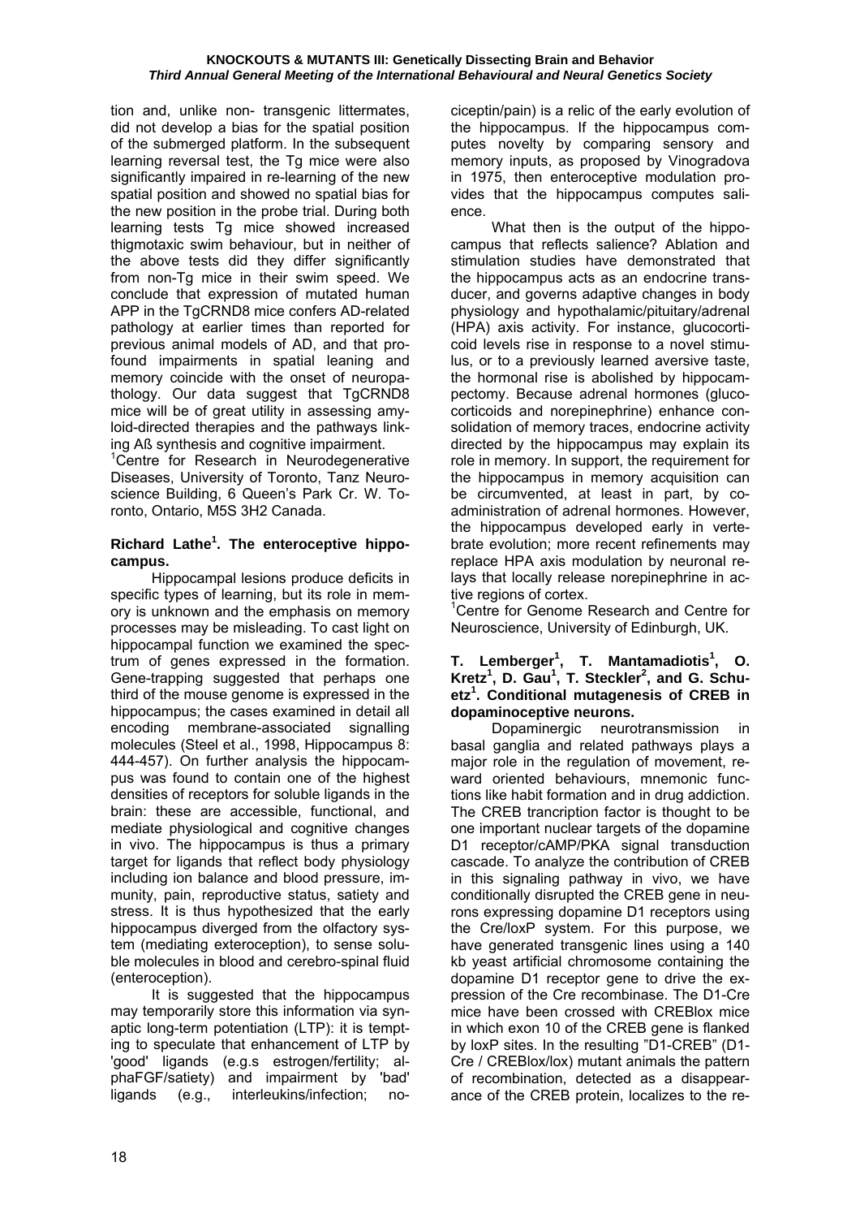tion and, unlike non- transgenic littermates, did not develop a bias for the spatial position of the submerged platform. In the subsequent learning reversal test, the Tg mice were also significantly impaired in re-learning of the new spatial position and showed no spatial bias for the new position in the probe trial. During both learning tests Tg mice showed increased thigmotaxic swim behaviour, but in neither of the above tests did they differ significantly from non-Tg mice in their swim speed. We conclude that expression of mutated human APP in the TgCRND8 mice confers AD-related pathology at earlier times than reported for previous animal models of AD, and that profound impairments in spatial leaning and memory coincide with the onset of neuropathology. Our data suggest that TgCRND8 mice will be of great utility in assessing amyloid-directed therapies and the pathways linking Aß synthesis and cognitive impairment.

[1]Centre for Research in Neurodegenerative Diseases, University of Toronto, Tanz Neuroscience Building, 6 Queen's Park Cr. W. Toronto, Ontario, M5S 3H2 Canada.

**Richard Lathe[1]. The enteroceptive hippocampus.**

Hippocampal lesions produce deficits in specific types of learning, but its role in memory is unknown and the emphasis on memory processes may be misleading. To cast light on hippocampal function we examined the spectrum of genes expressed in the formation. Gene-trapping suggested that perhaps one third of the mouse genome is expressed in the hippocampus; the cases examined in detail all encoding membrane-associated signalling molecules (Steel et al., 1998, Hippocampus 8: 444-457). On further analysis the hippocampus was found to contain one of the highest densities of receptors for soluble ligands in the brain: these are accessible, functional, and mediate physiological and cognitive changes in vivo. The hippocampus is thus a primary target for ligands that reflect body physiology including ion balance and blood pressure, immunity, pain, reproductive status, satiety and stress. It is thus hypothesized that the early hippocampus diverged from the olfactory system (mediating exteroception), to sense soluble molecules in blood and cerebro-spinal fluid (enteroception).

It is suggested that the hippocampus may temporarily store this information via synaptic long-term potentiation (LTP): it is tempting to speculate that enhancement of LTP by 'good' ligands (e.g.s estrogen/fertility; alphaFGF/satiety) and impairment by 'bad' ligands (e.g., interleukins/infection; nociceptin/pain) is a relic of the early evolution of the hippocampus. If the hippocampus computes novelty by comparing sensory and memory inputs, as proposed by Vinogradova in 1975, then enteroceptive modulation provides that the hippocampus computes salience.

What then is the output of the hippocampus that reflects salience? Ablation and stimulation studies have demonstrated that the hippocampus acts as an endocrine transducer, and governs adaptive changes in body physiology and hypothalamic/pituitary/adrenal (HPA) axis activity. For instance, glucocorticoid levels rise in response to a novel stimulus, or to a previously learned aversive taste, the hormonal rise is abolished by hippocampectomy. Because adrenal hormones (glucocorticoids and norepinephrine) enhance consolidation of memory traces, endocrine activity directed by the hippocampus may explain its role in memory. In support, the requirement for the hippocampus in memory acquisition can be circumvented, at least in part, by coadministration of adrenal hormones. However, the hippocampus developed early in vertebrate evolution; more recent refinements may replace HPA axis modulation by neuronal relays that locally release norepinephrine in active regions of cortex.

[1]Centre for Genome Research and Centre for Neuroscience, University of Edinburgh, UK.

**T. Lemberger[1], T. Mantamadiotis[1], O. Kretz[1], D. Gau[1], T. Steckler[2], and G. Schuetz[1]. Conditional mutagenesis of CREB in dopaminoceptive neurons.**

Dopaminergic neurotransmission in basal ganglia and related pathways plays a major role in the regulation of movement, reward oriented behaviours, mnemonic functions like habit formation and in drug addiction. The CREB trancription factor is thought to be one important nuclear targets of the dopamine D1 receptor/cAMP/PKA signal transduction cascade. To analyze the contribution of CREB in this signaling pathway in vivo, we have conditionally disrupted the CREB gene in neurons expressing dopamine D1 receptors using the Cre/loxP system. For this purpose, we have generated transgenic lines using a 140 kb yeast artificial chromosome containing the dopamine D1 receptor gene to drive the expression of the Cre recombinase. The D1-Cre mice have been crossed with CREBlox mice in which exon 10 of the CREB gene is flanked by loxP sites. In the resulting "D1-CREB" (D1-Cre / CREBlox/lox) mutant animals the pattern of recombination, detected as a disappearance of the CREB protein, localizes to the re-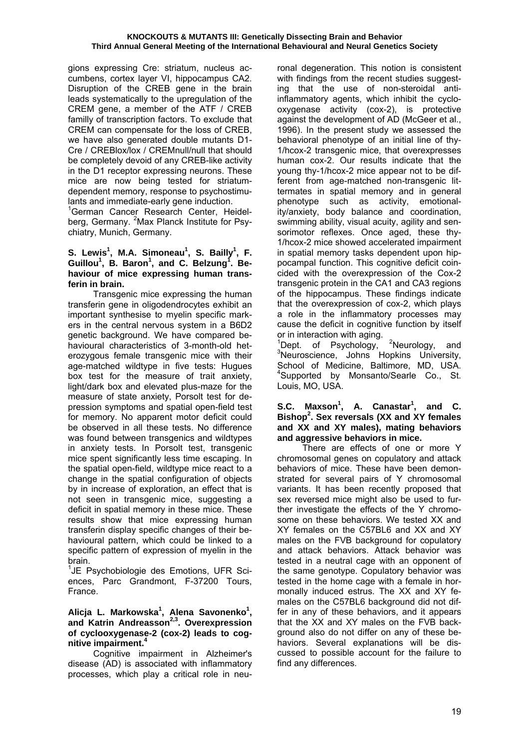gions expressing Cre: striatum, nucleus accumbens, cortex layer VI, hippocampus CA2. Disruption of the CREB gene in the brain leads systematically to the upregulation of the CREM gene, a member of the ATF / CREB familly of transcription factors. To exclude that CREM can compensate for the loss of CREB, we have also generated double mutants D1-Cre / CREBlox/lox / CREMnull/null that should be completely devoid of any CREB-like activity in the D1 receptor expressing neurons. These mice are now being tested for striatum-dependent memory, response to psychostimulants and immediate-early gene induction.

[1]German Cancer Research Center, Heidelberg, Germany. [2]Max Planck Institute for Psychiatry, Munich, Germany.

**S. Lewis[1], M.A. Simoneau[1], S. Bailly[1], F. Guillou[1], B. Baron[1], and C. Belzung[1]. Behaviour of mice expressing human transferin in brain.**

Transgenic mice expressing the human transferin gene in oligodendrocytes exhibit an important synthesise to myelin specific markers in the central nervous system in a B6D2 genetic background. We have compared behavioural characteristics of 3-month-old heterozygous female transgenic mice with their age-matched wildtype in five tests: Hugues box test for the measure of trait anxiety, light/dark box and elevated plus-maze for the measure of state anxiety, Porsolt test for depression symptoms and spatial open-field test for memory. No apparent motor deficit could be observed in all these tests. No difference was found between transgenics and wildtypes in anxiety tests. In Porsolt test, transgenic mice spent significantly less time escaping. In the spatial open-field, wildtype mice react to a change in the spatial configuration of objects by in increase of exploration, an effect that is not seen in transgenic mice, suggesting a deficit in spatial memory in these mice. These results show that mice expressing human transferin display specific changes of their behavioural pattern, which could be linked to a specific pattern of expression of myelin in the brain.

[1]JE Psychobiologie des Emotions, UFR Sciences, Parc Grandmont, F-37200 Tours, France.

**Alicja L. Markowska[1], Alena Savonenko[1], and Katrin Andreasson[2,3]. Overexpression of cyclooxygenase-2 (cox-2) leads to cognitive impairment.[4]**

Cognitive impairment in Alzheimer's disease (AD) is associated with inflammatory processes, which play a critical role in neuronal degeneration. This notion is consistent with findings from the recent studies suggesting that the use of non-steroidal anti-inflammatory agents, which inhibit the cyclooxygenase activity (cox-2), is protective against the development of AD (McGeer et al., 1996). In the present study we assessed the behavioral phenotype of an initial line of thy-1/hcox-2 transgenic mice, that overexpresses human cox-2. Our results indicate that the young thy-1/hcox-2 mice appear not to be different from age-matched non-transgenic littermates in spatial memory and in general phenotype such as activity, emotionality/anxiety, body balance and coordination, swimming ability, visual acuity, agility and sensorimotor reflexes. Once aged, these thy-1/hcox-2 mice showed accelerated impairment in spatial memory tasks dependent upon hippocampal function. This cognitive deficit coincided with the overexpression of the Cox-2 transgenic protein in the CA1 and CA3 regions of the hippocampus. These findings indicate that the overexpression of cox-2, which plays a role in the inflammatory processes may cause the deficit in cognitive function by itself or in interaction with aging.

[1]Dept. of Psychology, [2]Neurology, and [3]Neuroscience, Johns Hopkins University, School of Medicine, Baltimore, MD, USA. [4]Supported by Monsanto/Searle Co., St. Louis, MO, USA.

**S.C. Maxson[1], A. Canastar[1], and C. Bishop[2]. Sex reversals (XX and XY females and XX and XY males), mating behaviors and aggressive behaviors in mice.**

There are effects of one or more Y chromosomal genes on copulatory and attack behaviors of mice. These have been demonstrated for several pairs of Y chromosomal variants. It has been recently proposed that sex reversed mice might also be used to further investigate the effects of the Y chromosome on these behaviors. We tested XX and XY females on the C57BL6 and XX and XY males on the FVB background for copulatory and attack behaviors. Attack behavior was tested in a neutral cage with an opponent of the same genotype. Copulatory behavior was tested in the home cage with a female in hormonally induced estrus. The XX and XY females on the C57BL6 background did not differ in any of these behaviors, and it appears that the XX and XY males on the FVB background also do not differ on any of these behaviors. Several explanations will be discussed to possible account for the failure to find any differences.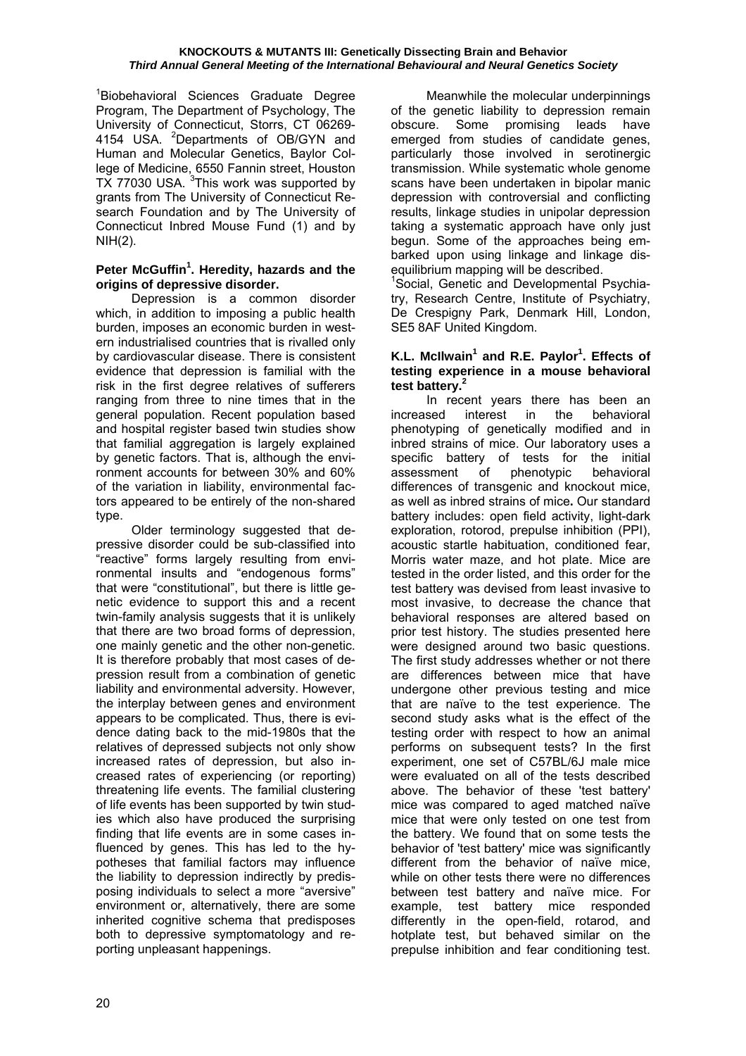[1]Biobehavioral Sciences Graduate Degree Program, The Department of Psychology, The University of Connecticut, Storrs, CT 06269-4154 USA. [2]Departments of OB/GYN and Human and Molecular Genetics, Baylor College of Medicine, 6550 Fannin street, Houston TX 77030 USA. [3]This work was supported by grants from The University of Connecticut Research Foundation and by The University of Connecticut Inbred Mouse Fund (1) and by NIH(2).

**Peter McGuffin[1]. Heredity, hazards and the origins of depressive disorder.**

Depression is a common disorder which, in addition to imposing a public health burden, imposes an economic burden in western industrialised countries that is rivalled only by cardiovascular disease. There is consistent evidence that depression is familial with the risk in the first degree relatives of sufferers ranging from three to nine times that in the general population. Recent population based and hospital register based twin studies show that familial aggregation is largely explained by genetic factors. That is, although the environment accounts for between 30% and 60% of the variation in liability, environmental factors appeared to be entirely of the non-shared type.

Older terminology suggested that depressive disorder could be sub-classified into "reactive" forms largely resulting from environmental insults and "endogenous forms" that were "constitutional", but there is little genetic evidence to support this and a recent twin-family analysis suggests that it is unlikely that there are two broad forms of depression, one mainly genetic and the other non-genetic. It is therefore probably that most cases of depression result from a combination of genetic liability and environmental adversity. However, the interplay between genes and environment appears to be complicated. Thus, there is evidence dating back to the mid-1980s that the relatives of depressed subjects not only show increased rates of depression, but also increased rates of experiencing (or reporting) threatening life events. The familial clustering of life events has been supported by twin studies which also have produced the surprising finding that life events are in some cases influenced by genes. This has led to the hypotheses that familial factors may influence the liability to depression indirectly by predisposing individuals to select a more "aversive" environment or, alternatively, there are some inherited cognitive schema that predisposes both to depressive symptomatology and reporting unpleasant happenings.

Meanwhile the molecular underpinnings of the genetic liability to depression remain obscure. Some promising leads have emerged from studies of candidate genes, particularly those involved in serotinergic transmission. While systematic whole genome scans have been undertaken in bipolar manic depression with controversial and conflicting results, linkage studies in unipolar depression taking a systematic approach have only just begun. Some of the approaches being embarked upon using linkage and linkage disequilibrium mapping will be described.

[1]Social, Genetic and Developmental Psychiatry, Research Centre, Institute of Psychiatry, De Crespigny Park, Denmark Hill, London, SE5 8AF United Kingdom.

**K.L. McIlwain[1] and R.E. Paylor[1]. Effects of testing experience in a mouse behavioral test battery.[2]**

In recent years there has been an increased interest in the behavioral phenotyping of genetically modified and in inbred strains of mice. Our laboratory uses a specific battery of tests for the initial assessment of phenotypic behavioral differences of transgenic and knockout mice, as well as inbred strains of mice**.** Our standard battery includes: open field activity, light-dark exploration, rotorod, prepulse inhibition (PPI), acoustic startle habituation, conditioned fear, Morris water maze, and hot plate. Mice are tested in the order listed, and this order for the test battery was devised from least invasive to most invasive, to decrease the chance that behavioral responses are altered based on prior test history. The studies presented here were designed around two basic questions. The first study addresses whether or not there are differences between mice that have undergone other previous testing and mice that are naïve to the test experience. The second study asks what is the effect of the testing order with respect to how an animal performs on subsequent tests? In the first experiment, one set of C57BL/6J male mice were evaluated on all of the tests described above. The behavior of these 'test battery' mice was compared to aged matched naïve mice that were only tested on one test from the battery. We found that on some tests the behavior of 'test battery' mice was significantly different from the behavior of naïve mice, while on other tests there were no differences between test battery and naïve mice. For example, test battery mice responded differently in the open-field, rotarod, and hotplate test, but behaved similar on the prepulse inhibition and fear conditioning test.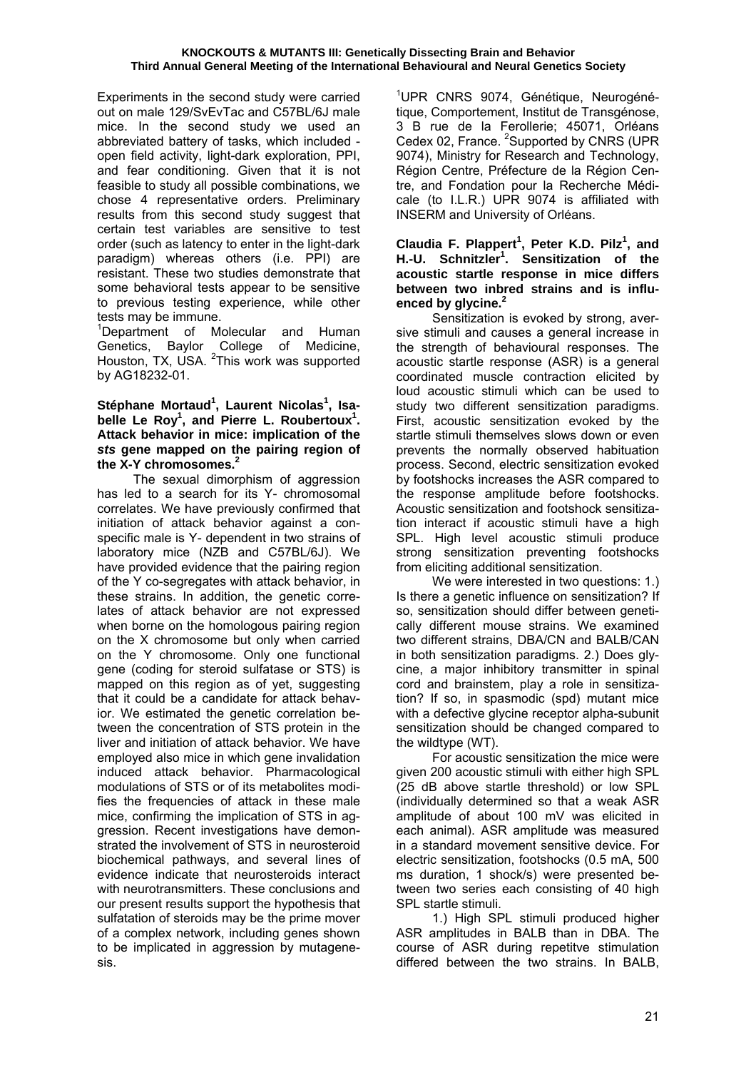Experiments in the second study were carried out on male 129/SvEvTac and C57BL/6J male mice. In the second study we used an abbreviated battery of tasks, which included - open field activity, light-dark exploration, PPI, and fear conditioning. Given that it is not feasible to study all possible combinations, we chose 4 representative orders. Preliminary results from this second study suggest that certain test variables are sensitive to test order (such as latency to enter in the light-dark paradigm) whereas others (i.e. PPI) are resistant. These two studies demonstrate that some behavioral tests appear to be sensitive to previous testing experience, while other tests may be immune.

[1]Department of Molecular and Human Genetics, Baylor College of Medicine, Houston, TX, USA. [2]This work was supported by AG18232-01.

**Stéphane Mortaud[1], Laurent Nicolas[1], Isabelle Le Roy[1], and Pierre L. Roubertoux[1]. Attack behavior in mice: implication of the *sts* gene mapped on the pairing region of the X-Y chromosomes.[2]**

The sexual dimorphism of aggression has led to a search for its Y- chromosomal correlates. We have previously confirmed that initiation of attack behavior against a conspecific male is Y- dependent in two strains of laboratory mice (NZB and C57BL/6J). We have provided evidence that the pairing region of the Y co-segregates with attack behavior, in these strains. In addition, the genetic correlates of attack behavior are not expressed when borne on the homologous pairing region on the X chromosome but only when carried on the Y chromosome. Only one functional gene (coding for steroid sulfatase or STS) is mapped on this region as of yet, suggesting that it could be a candidate for attack behavior. We estimated the genetic correlation between the concentration of STS protein in the liver and initiation of attack behavior. We have employed also mice in which gene invalidation induced attack behavior. Pharmacological modulations of STS or of its metabolites modifies the frequencies of attack in these male mice, confirming the implication of STS in aggression. Recent investigations have demonstrated the involvement of STS in neurosteroid biochemical pathways, and several lines of evidence indicate that neurosteroids interact with neurotransmitters. These conclusions and our present results support the hypothesis that sulfatation of steroids may be the prime mover of a complex network, including genes shown to be implicated in aggression by mutagenesis.

[1]UPR CNRS 9074, Génétique, Neurogénétique, Comportement, Institut de Transgénose, 3 B rue de la Ferollerie; 45071, Orléans Cedex 02, France. [2]Supported by CNRS (UPR 9074), Ministry for Research and Technology, Région Centre, Préfecture de la Région Centre, and Fondation pour la Recherche Médicale (to I.L.R.) UPR 9074 is affiliated with INSERM and University of Orléans.

**Claudia F. Plappert[1], Peter K.D. Pilz[1], and H.-U. Schnitzler[1]. Sensitization of the acoustic startle response in mice differs between two inbred strains and is influenced by glycine.[2]**

Sensitization is evoked by strong, aversive stimuli and causes a general increase in the strength of behavioural responses. The acoustic startle response (ASR) is a general coordinated muscle contraction elicited by loud acoustic stimuli which can be used to study two different sensitization paradigms. First, acoustic sensitization evoked by the startle stimuli themselves slows down or even prevents the normally observed habituation process. Second, electric sensitization evoked by footshocks increases the ASR compared to the response amplitude before footshocks. Acoustic sensitization and footshock sensitization interact if acoustic stimuli have a high SPL. High level acoustic stimuli produce strong sensitization preventing footshocks from eliciting additional sensitization.

We were interested in two questions: 1.) Is there a genetic influence on sensitization? If so, sensitization should differ between genetically different mouse strains. We examined two different strains, DBA/CN and BALB/CAN in both sensitization paradigms. 2.) Does glycine, a major inhibitory transmitter in spinal cord and brainstem, play a role in sensitization? If so, in spasmodic (spd) mutant mice with a defective glycine receptor alpha-subunit sensitization should be changed compared to the wildtype (WT).

For acoustic sensitization the mice were given 200 acoustic stimuli with either high SPL (25 dB above startle threshold) or low SPL (individually determined so that a weak ASR amplitude of about 100 mV was elicited in each animal). ASR amplitude was measured in a standard movement sensitive device. For electric sensitization, footshocks (0.5 mA, 500 ms duration, 1 shock/s) were presented between two series each consisting of 40 high SPL startle stimuli.

1.) High SPL stimuli produced higher ASR amplitudes in BALB than in DBA. The course of ASR during repetitve stimulation differed between the two strains. In BALB,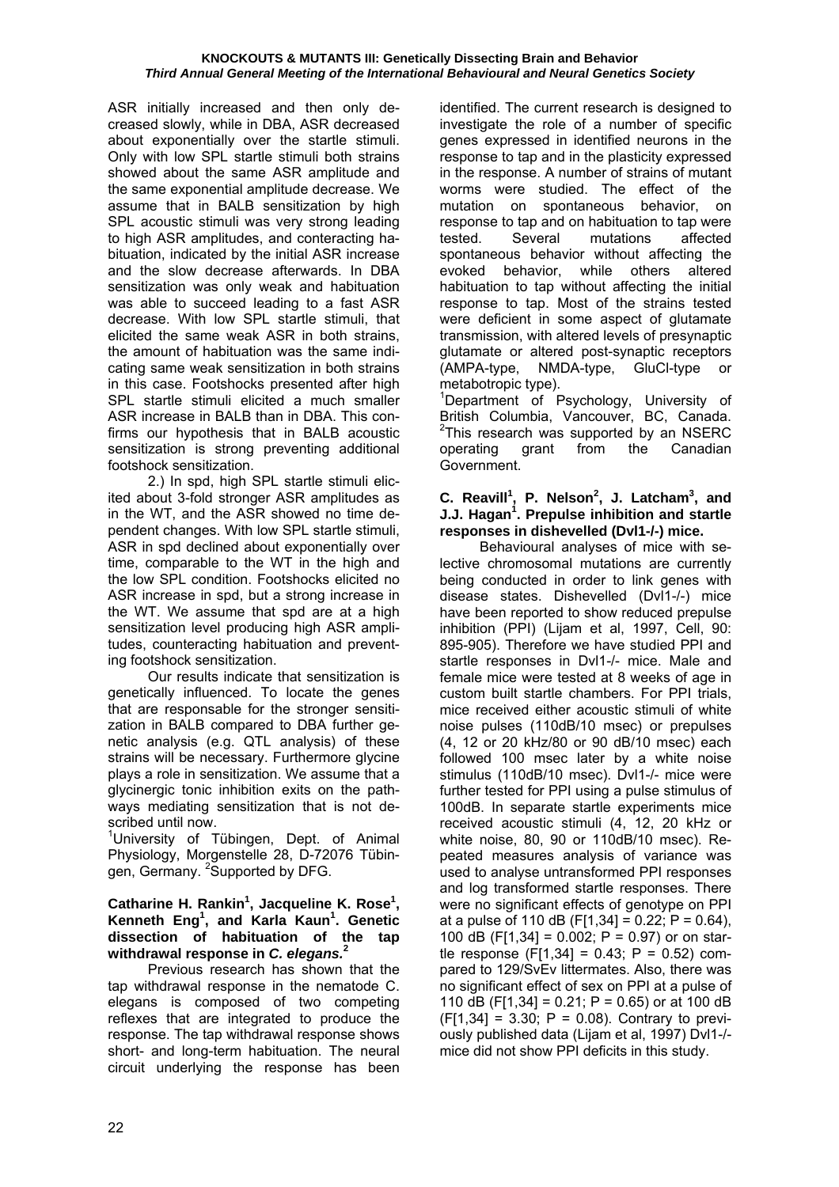ASR initially increased and then only decreased slowly, while in DBA, ASR decreased about exponentially over the startle stimuli. Only with low SPL startle stimuli both strains showed about the same ASR amplitude and the same exponential amplitude decrease. We assume that in BALB sensitization by high SPL acoustic stimuli was very strong leading to high ASR amplitudes, and conteracting habituation, indicated by the initial ASR increase and the slow decrease afterwards. In DBA sensitization was only weak and habituation was able to succeed leading to a fast ASR decrease. With low SPL startle stimuli, that elicited the same weak ASR in both strains, the amount of habituation was the same indicating same weak sensitization in both strains in this case. Footshocks presented after high SPL startle stimuli elicited a much smaller ASR increase in BALB than in DBA. This confirms our hypothesis that in BALB acoustic sensitization is strong preventing additional footshock sensitization.

2.) In spd, high SPL startle stimuli elicited about 3-fold stronger ASR amplitudes as in the WT, and the ASR showed no time dependent changes. With low SPL startle stimuli, ASR in spd declined about exponentially over time, comparable to the WT in the high and the low SPL condition. Footshocks elicited no ASR increase in spd, but a strong increase in the WT. We assume that spd are at a high sensitization level producing high ASR amplitudes, counteracting habituation and preventing footshock sensitization.

Our results indicate that sensitization is genetically influenced. To locate the genes that are responsable for the stronger sensitization in BALB compared to DBA further genetic analysis (e.g. QTL analysis) of these strains will be necessary. Furthermore glycine plays a role in sensitization. We assume that a glycinergic tonic inhibition exits on the pathways mediating sensitization that is not described until now.

[1]University of Tübingen, Dept. of Animal Physiology, Morgenstelle 28, D-72076 Tübingen, Germany. [2]Supported by DFG.

**Catharine H. Rankin[1], Jacqueline K. Rose[1], Kenneth Eng[1], and Karla Kaun[1]. Genetic dissection of habituation of the tap withdrawal response in *C. elegans.*[2]**

Previous research has shown that the tap withdrawal response in the nematode C. elegans is composed of two competing reflexes that are integrated to produce the response. The tap withdrawal response shows short- and long-term habituation. The neural circuit underlying the response has been identified. The current research is designed to investigate the role of a number of specific genes expressed in identified neurons in the response to tap and in the plasticity expressed in the response. A number of strains of mutant worms were studied. The effect of the mutation on spontaneous behavior, on response to tap and on habituation to tap were tested. Several mutations affected spontaneous behavior without affecting the evoked behavior, while others altered habituation to tap without affecting the initial response to tap. Most of the strains tested were deficient in some aspect of glutamate transmission, with altered levels of presynaptic glutamate or altered post-synaptic receptors (AMPA-type, NMDA-type, GluCl-type or metabotropic type).

[1]Department of Psychology, University of British Columbia, Vancouver, BC, Canada. [2]This research was supported by an NSERC operating grant from the Canadian Government.

**C. Reavill[1], P. Nelson[2], J. Latcham[3], and J.J. Hagan[1]. Prepulse inhibition and startle responses in dishevelled (Dvl1-/-) mice.**

Behavioural analyses of mice with selective chromosomal mutations are currently being conducted in order to link genes with disease states. Dishevelled (Dvl1-/-) mice have been reported to show reduced prepulse inhibition (PPI) (Lijam et al, 1997, Cell, 90: 895-905). Therefore we have studied PPI and startle responses in Dvl1-/- mice. Male and female mice were tested at 8 weeks of age in custom built startle chambers. For PPI trials, mice received either acoustic stimuli of white noise pulses (110dB/10 msec) or prepulses (4, 12 or 20 kHz/80 or 90 dB/10 msec) each followed 100 msec later by a white noise stimulus (110dB/10 msec). Dvl1-/- mice were further tested for PPI using a pulse stimulus of 100dB. In separate startle experiments mice received acoustic stimuli (4, 12, 20 kHz or white noise, 80, 90 or 110dB/10 msec). Repeated measures analysis of variance was used to analyse untransformed PPI responses and log transformed startle responses. There were no significant effects of genotype on PPI at a pulse of 110 dB ($F[1,34] = 0.22$; $P = 0.64$), 100 dB ($F[1,34] = 0.002$; $P = 0.97$) or on startle response ($F[1,34] = 0.43$; $P = 0.52$) compared to 129/SvEv littermates. Also, there was no significant effect of sex on PPI at a pulse of 110 dB ($F[1,34] = 0.21$; $P = 0.65$) or at 100 dB ($F[1,34] = 3.30$; $P = 0.08$). Contrary to previously published data (Lijam et al, 1997) Dvl1-/- mice did not show PPI deficits in this study.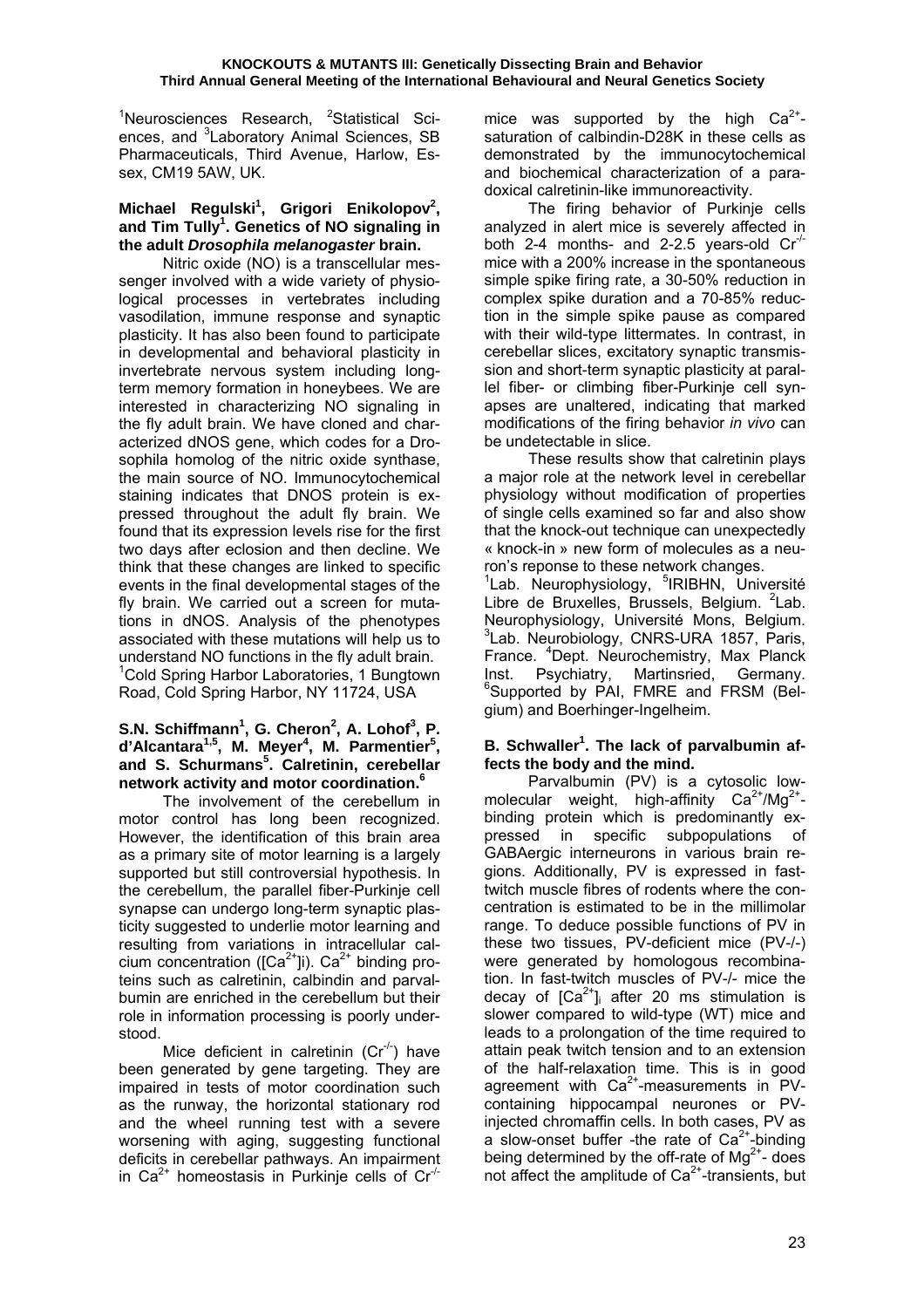[1]Neurosciences Research, [2]Statistical Sciences, and [3]Laboratory Animal Sciences, SB Pharmaceuticals, Third Avenue, Harlow, Essex, CM19 5AW, UK.

**Michael Regulski[1], Grigori Enikolopov[2], and Tim Tully[1]. Genetics of NO signaling in the adult *Drosophila melanogaster* brain.**

Nitric oxide (NO) is a transcellular messenger involved with a wide variety of physiological processes in vertebrates including vasodilation, immune response and synaptic plasticity. It has also been found to participate in developmental and behavioral plasticity in invertebrate nervous system including long-term memory formation in honeybees. We are interested in characterizing NO signaling in the fly adult brain. We have cloned and characterized dNOS gene, which codes for a Drosophila homolog of the nitric oxide synthase, the main source of NO. Immunocytochemical staining indicates that DNOS protein is expressed throughout the adult fly brain. We found that its expression levels rise for the first two days after eclosion and then decline. We think that these changes are linked to specific events in the final developmental stages of the fly brain. We carried out a screen for mutations in dNOS. Analysis of the phenotypes associated with these mutations will help us to understand NO functions in the fly adult brain.

[1]Cold Spring Harbor Laboratories, 1 Bungtown Road, Cold Spring Harbor, NY 11724, USA

**S.N. Schiffmann[1], G. Cheron[2], A. Lohof[3], P. d'Alcantara[1,5], M. Meyer[4], M. Parmentier[5], and S. Schurmans[5]. Calretinin, cerebellar network activity and motor coordination.[6]**

The involvement of the cerebellum in motor control has long been recognized. However, the identification of this brain area as a primary site of motor learning is a largely supported but still controversial hypothesis. In the cerebellum, the parallel fiber-Purkinje cell synapse can undergo long-term synaptic plasticity suggested to underlie motor learning and resulting from variations in intracellular calcium concentration ($[Ca^{2+}]i$). $Ca^{2+}$ binding proteins such as calretinin, calbindin and parvalbumin are enriched in the cerebellum but their role in information processing is poorly understood.

Mice deficient in calretinin ($Cr^{-/-}$) have been generated by gene targeting. They are impaired in tests of motor coordination such as the runway, the horizontal stationary rod and the wheel running test with a severe worsening with aging, suggesting functional deficits in cerebellar pathways. An impairment in $Ca^{2+}$ homeostasis in Purkinje cells of $Cr^{-/-}$ mice was supported by the high $Ca^{2+}$-saturation of calbindin-D28K in these cells as demonstrated by the immunocytochemical and biochemical characterization of a paradoxical calretinin-like immunoreactivity.

The firing behavior of Purkinje cells analyzed in alert mice is severely affected in both 2-4 months- and 2-2.5 years-old $Cr^{-/-}$ mice with a 200% increase in the spontaneous simple spike firing rate, a 30-50% reduction in complex spike duration and a 70-85% reduction in the simple spike pause as compared with their wild-type littermates. In contrast, in cerebellar slices, excitatory synaptic transmission and short-term synaptic plasticity at parallel fiber- or climbing fiber-Purkinje cell synapses are unaltered, indicating that marked modifications of the firing behavior *in vivo* can be undetectable in slice.

These results show that calretinin plays a major role at the network level in cerebellar physiology without modification of properties of single cells examined so far and also show that the knock-out technique can unexpectedly « knock-in » new form of molecules as a neuron's reponse to these network changes.

[1]Lab. Neurophysiology, [5]IRIBHN, Université Libre de Bruxelles, Brussels, Belgium. [2]Lab. Neurophysiology, Université Mons, Belgium. [3]Lab. Neurobiology, CNRS-URA 1857, Paris, France. [4]Dept. Neurochemistry, Max Planck Inst. Psychiatry, Martinsried, Germany. [6]Supported by PAI, FMRE and FRSM (Belgium) and Boerhinger-Ingelheim.

**B. Schwaller[1]. The lack of parvalbumin affects the body and the mind.**

Parvalbumin (PV) is a cytosolic low-molecular weight, high-affinity $Ca^{2+}/Mg^{2+}$-binding protein which is predominantly expressed in specific subpopulations of GABAergic interneurons in various brain regions. Additionally, PV is expressed in fast-twitch muscle fibres of rodents where the concentration is estimated to be in the millimolar range. To deduce possible functions of PV in these two tissues, PV-deficient mice (PV-/-) were generated by homologous recombination. In fast-twitch muscles of PV-/- mice the decay of $[Ca^{2+}]_i$ after 20 ms stimulation is slower compared to wild-type (WT) mice and leads to a prolongation of the time required to attain peak twitch tension and to an extension of the half-relaxation time. This is in good agreement with $Ca^{2+}$-measurements in PV-containing hippocampal neurones or PV-injected chromaffin cells. In both cases, PV as a slow-onset buffer -the rate of $Ca^{2+}$-binding being determined by the off-rate of $Mg^{2+}$- does not affect the amplitude of $Ca^{2+}$-transients, but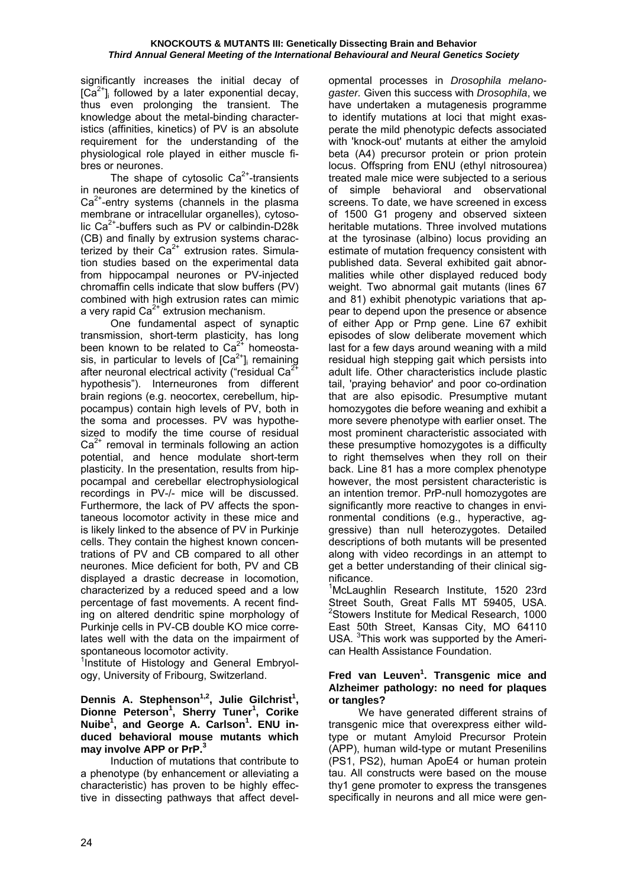significantly increases the initial decay of $[Ca^{2+}]_i$ followed by a later exponential decay, thus even prolonging the transient. The knowledge about the metal-binding characteristics (affinities, kinetics) of PV is an absolute requirement for the understanding of the physiological role played in either muscle fibres or neurones.

The shape of cytosolic $Ca^{2+}$-transients in neurones are determined by the kinetics of $Ca^{2+}$-entry systems (channels in the plasma membrane or intracellular organelles), cytosolic $Ca^{2+}$-buffers such as PV or calbindin-D28k (CB) and finally by extrusion systems characterized by their $Ca^{2+}$ extrusion rates. Simulation studies based on the experimental data from hippocampal neurones or PV-injected chromaffin cells indicate that slow buffers (PV) combined with high extrusion rates can mimic a very rapid $Ca^{2+}$ extrusion mechanism.

One fundamental aspect of synaptic transmission, short-term plasticity, has long been known to be related to $Ca^{2+}$ homeostasis, in particular to levels of $[Ca^{2+}]_i$ remaining after neuronal electrical activity ("residual $Ca^{2+}$ hypothesis"). Interneurones from different brain regions (e.g. neocortex, cerebellum, hippocampus) contain high levels of PV, both in the soma and processes. PV was hypothesized to modify the time course of residual $Ca^{2+}$ removal in terminals following an action potential, and hence modulate short-term plasticity. In the presentation, results from hippocampal and cerebellar electrophysiological recordings in PV-/- mice will be discussed. Furthermore, the lack of PV affects the spontaneous locomotor activity in these mice and is likely linked to the absence of PV in Purkinje cells. They contain the highest known concentrations of PV and CB compared to all other neurones. Mice deficient for both, PV and CB displayed a drastic decrease in locomotion, characterized by a reduced speed and a low percentage of fast movements. A recent finding on altered dendritic spine morphology of Purkinje cells in PV-CB double KO mice correlates well with the data on the impairment of spontaneous locomotor activity.

[1]Institute of Histology and General Embryology, University of Fribourg, Switzerland.

**Dennis A. Stephenson[1,2], Julie Gilchrist[1], Dionne Peterson[1], Sherry Tuner[1], Corike Nuibe[1], and George A. Carlson[1]. ENU induced behavioral mouse mutants which may involve APP or PrP.[3]**

Induction of mutations that contribute to a phenotype (by enhancement or alleviating a characteristic) has proven to be highly effective in dissecting pathways that affect developmental processes in *Drosophila melanogaster.* Given this success with *Drosophila*, we have undertaken a mutagenesis programme to identify mutations at loci that might exasperate the mild phenotypic defects associated with 'knock-out' mutants at either the amyloid beta (A4) precursor protein or prion protein locus. Offspring from ENU (ethyl nitrosourea) treated male mice were subjected to a serious of simple behavioral and observational screens. To date, we have screened in excess of 1500 G1 progeny and observed sixteen heritable mutations. Three involved mutations at the tyrosinase (albino) locus providing an estimate of mutation frequency consistent with published data. Several exhibited gait abnormalities while other displayed reduced body weight. Two abnormal gait mutants (lines 67 and 81) exhibit phenotypic variations that appear to depend upon the presence or absence of either App or Prnp gene. Line 67 exhibit episodes of slow deliberate movement which last for a few days around weaning with a mild residual high stepping gait which persists into adult life. Other characteristics include plastic tail, 'praying behavior' and poor co-ordination that are also episodic. Presumptive mutant homozygotes die before weaning and exhibit a more severe phenotype with earlier onset. The most prominent characteristic associated with these presumptive homozygotes is a difficulty to right themselves when they roll on their back. Line 81 has a more complex phenotype however, the most persistent characteristic is an intention tremor. PrP-null homozygotes are significantly more reactive to changes in environmental conditions (e.g., hyperactive, aggressive) than null heterozygotes. Detailed descriptions of both mutants will be presented along with video recordings in an attempt to get a better understanding of their clinical significance.

[1]McLaughlin Research Institute, 1520 23rd Street South, Great Falls MT 59405, USA. [2]Stowers Institute for Medical Research, 1000 East 50th Street, Kansas City, MO 64110 USA. [3]This work was supported by the American Health Assistance Foundation.

**Fred van Leuven[1]. Transgenic mice and Alzheimer pathology: no need for plaques or tangles?**

We have generated different strains of transgenic mice that overexpress either wild-type or mutant Amyloid Precursor Protein (APP), human wild-type or mutant Presenilins (PS1, PS2), human ApoE4 or human protein tau. All constructs were based on the mouse thy1 gene promoter to express the transgenes specifically in neurons and all mice were gen-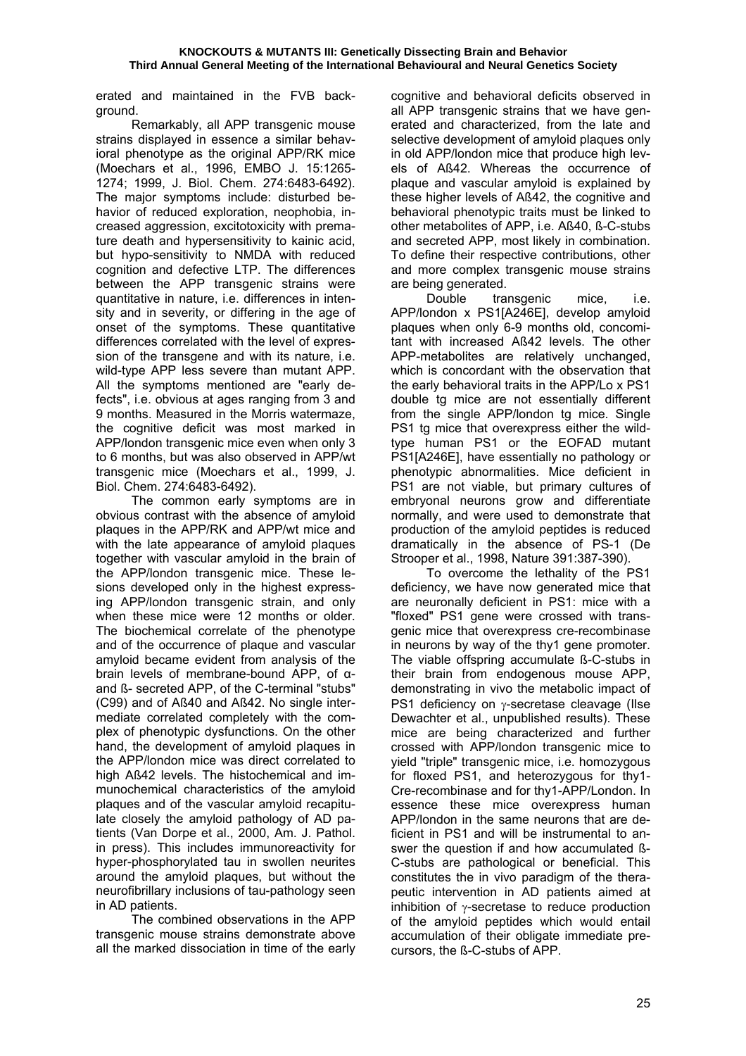erated and maintained in the FVB background.

Remarkably, all APP transgenic mouse strains displayed in essence a similar behavioral phenotype as the original APP/RK mice (Moechars et al., 1996, EMBO J. 15:1265-1274; 1999, J. Biol. Chem. 274:6483-6492). The major symptoms include: disturbed behavior of reduced exploration, neophobia, increased aggression, excitotoxicity with premature death and hypersensitivity to kainic acid, but hypo-sensitivity to NMDA with reduced cognition and defective LTP. The differences between the APP transgenic strains were quantitative in nature, i.e. differences in intensity and in severity, or differing in the age of onset of the symptoms. These quantitative differences correlated with the level of expression of the transgene and with its nature, i.e. wild-type APP less severe than mutant APP. All the symptoms mentioned are "early defects", i.e. obvious at ages ranging from 3 and 9 months. Measured in the Morris watermaze, the cognitive deficit was most marked in APP/london transgenic mice even when only 3 to 6 months, but was also observed in APP/wt transgenic mice (Moechars et al., 1999, J. Biol. Chem. 274:6483-6492).

The common early symptoms are in obvious contrast with the absence of amyloid plaques in the APP/RK and APP/wt mice and with the late appearance of amyloid plaques together with vascular amyloid in the brain of the APP/london transgenic mice. These lesions developed only in the highest expressing APP/london transgenic strain, and only when these mice were 12 months or older. The biochemical correlate of the phenotype and of the occurrence of plaque and vascular amyloid became evident from analysis of the brain levels of membrane-bound APP, of α- and ß- secreted APP, of the C-terminal "stubs" (C99) and of Aß40 and Aß42. No single intermediate correlated completely with the complex of phenotypic dysfunctions. On the other hand, the development of amyloid plaques in the APP/london mice was direct correlated to high Aß42 levels. The histochemical and immunochemical characteristics of the amyloid plaques and of the vascular amyloid recapitulate closely the amyloid pathology of AD patients (Van Dorpe et al., 2000, Am. J. Pathol. in press). This includes immunoreactivity for hyper-phosphorylated tau in swollen neurites around the amyloid plaques, but without the neurofibrillary inclusions of tau-pathology seen in AD patients.

The combined observations in the APP transgenic mouse strains demonstrate above all the marked dissociation in time of the early cognitive and behavioral deficits observed in all APP transgenic strains that we have generated and characterized, from the late and selective development of amyloid plaques only in old APP/london mice that produce high levels of Aß42. Whereas the occurrence of plaque and vascular amyloid is explained by these higher levels of Aß42, the cognitive and behavioral phenotypic traits must be linked to other metabolites of APP, i.e. Aß40, ß-C-stubs and secreted APP, most likely in combination. To define their respective contributions, other and more complex transgenic mouse strains are being generated.

Double transgenic mice, i.e. APP/london x PS1[A246E], develop amyloid plaques when only 6-9 months old, concomitant with increased Aß42 levels. The other APP-metabolites are relatively unchanged, which is concordant with the observation that the early behavioral traits in the APP/Lo x PS1 double tg mice are not essentially different from the single APP/london tg mice. Single PS1 tg mice that overexpress either the wild-type human PS1 or the EOFAD mutant PS1[A246E], have essentially no pathology or phenotypic abnormalities. Mice deficient in PS1 are not viable, but primary cultures of embryonal neurons grow and differentiate normally, and were used to demonstrate that production of the amyloid peptides is reduced dramatically in the absence of PS-1 (De Strooper et al., 1998, Nature 391:387-390).

To overcome the lethality of the PS1 deficiency, we have now generated mice that are neuronally deficient in PS1: mice with a "floxed" PS1 gene were crossed with transgenic mice that overexpress cre-recombinase in neurons by way of the thy1 gene promoter. The viable offspring accumulate ß-C-stubs in their brain from endogenous mouse APP, demonstrating in vivo the metabolic impact of PS1 deficiency on γ-secretase cleavage (Ilse Dewachter et al., unpublished results). These mice are being characterized and further crossed with APP/london transgenic mice to yield "triple" transgenic mice, i.e. homozygous for floxed PS1, and heterozygous for thy1-Cre-recombinase and for thy1-APP/London. In essence these mice overexpress human APP/london in the same neurons that are deficient in PS1 and will be instrumental to answer the question if and how accumulated ß-C-stubs are pathological or beneficial. This constitutes the in vivo paradigm of the therapeutic intervention in AD patients aimed at inhibition of γ-secretase to reduce production of the amyloid peptides which would entail accumulation of their obligate immediate precursors, the ß-C-stubs of APP.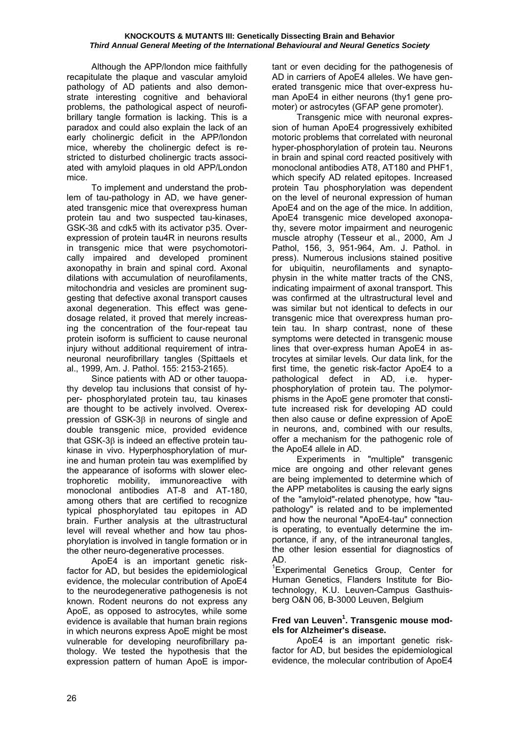Although the APP/london mice faithfully recapitulate the plaque and vascular amyloid pathology of AD patients and also demonstrate interesting cognitive and behavioral problems, the pathological aspect of neurofibrillary tangle formation is lacking. This is a paradox and could also explain the lack of an early cholinergic deficit in the APP/london mice, whereby the cholinergic defect is restricted to disturbed cholinergic tracts associated with amyloid plaques in old APP/London mice.

To implement and understand the problem of tau-pathology in AD, we have generated transgenic mice that overexpress human protein tau and two suspected tau-kinases, GSK-3ß and cdk5 with its activator p35. Overexpression of protein tau4R in neurons results in transgenic mice that were psychomotorically impaired and developed prominent axonopathy in brain and spinal cord. Axonal dilations with accumulation of neurofilaments, mitochondria and vesicles are prominent suggesting that defective axonal transport causes axonal degeneration. This effect was gene-dosage related, it proved that merely increasing the concentration of the four-repeat tau protein isoform is sufficient to cause neuronal injury without additional requirement of intraneuronal neurofibrillary tangles (Spittaels et al., 1999, Am. J. Pathol. 155: 2153-2165).

Since patients with AD or other tauopathy develop tau inclusions that consist of hyper- phosphorylated protein tau, tau kinases are thought to be actively involved. Overexpression of GSK-3β in neurons of single and double transgenic mice, provided evidence that GSK-3β is indeed an effective protein tau-kinase in vivo. Hyperphosphorylation of murine and human protein tau was exemplified by the appearance of isoforms with slower electrophoretic mobility, immunoreactive with monoclonal antibodies AT-8 and AT-180, among others that are certified to recognize typical phosphorylated tau epitopes in AD brain. Further analysis at the ultrastructural level will reveal whether and how tau phosphorylation is involved in tangle formation or in the other neuro-degenerative processes.

ApoE4 is an important genetic risk-factor for AD, but besides the epidemiological evidence, the molecular contribution of ApoE4 to the neurodegenerative pathogenesis is not known. Rodent neurons do not express any ApoE, as opposed to astrocytes, while some evidence is available that human brain regions in which neurons express ApoE might be most vulnerable for developing neurofibrillary pathology. We tested the hypothesis that the expression pattern of human ApoE is important or even deciding for the pathogenesis of AD in carriers of ApoE4 alleles. We have generated transgenic mice that over-express human ApoE4 in either neurons (thy1 gene promoter) or astrocytes (GFAP gene promoter).

Transgenic mice with neuronal expression of human ApoE4 progressively exhibited motoric problems that correlated with neuronal hyper-phosphorylation of protein tau. Neurons in brain and spinal cord reacted positively with monoclonal antibodies AT8, AT180 and PHF1, which specify AD related epitopes. Increased protein Tau phosphorylation was dependent on the level of neuronal expression of human ApoE4 and on the age of the mice. In addition, ApoE4 transgenic mice developed axonopathy, severe motor impairment and neurogenic muscle atrophy (Tesseur et al., 2000, Am J Pathol, 156, 3, 951-964, Am. J. Pathol. in press). Numerous inclusions stained positive for ubiquitin, neurofilaments and synaptophysin in the white matter tracts of the CNS, indicating impairment of axonal transport. This was confirmed at the ultrastructural level and was similar but not identical to defects in our transgenic mice that overexpress human protein tau. In sharp contrast, none of these symptoms were detected in transgenic mouse lines that over-express human ApoE4 in astrocytes at similar levels. Our data link, for the first time, the genetic risk-factor ApoE4 to a pathological defect in AD, i.e. hyperphosphorylation of protein tau. The polymorphisms in the ApoE gene promoter that constitute increased risk for developing AD could then also cause or define expression of ApoE in neurons, and, combined with our results, offer a mechanism for the pathogenic role of the ApoE4 allele in AD.

Experiments in "multiple" transgenic mice are ongoing and other relevant genes are being implemented to determine which of the APP metabolites is causing the early signs of the "amyloid"-related phenotype, how "tau-pathology" is related and to be implemented and how the neuronal "ApoE4-tau" connection is operating, to eventually determine the importance, if any, of the intraneuronal tangles, the other lesion essential for diagnostics of AD.

[1]Experimental Genetics Group, Center for Human Genetics, Flanders Institute for Biotechnology, K.U. Leuven-Campus Gasthuisberg O&N 06, B-3000 Leuven, Belgium

**Fred van Leuven[1]. Transgenic mouse models for Alzheimer's disease.**

ApoE4 is an important genetic risk-factor for AD, but besides the epidemiological evidence, the molecular contribution of ApoE4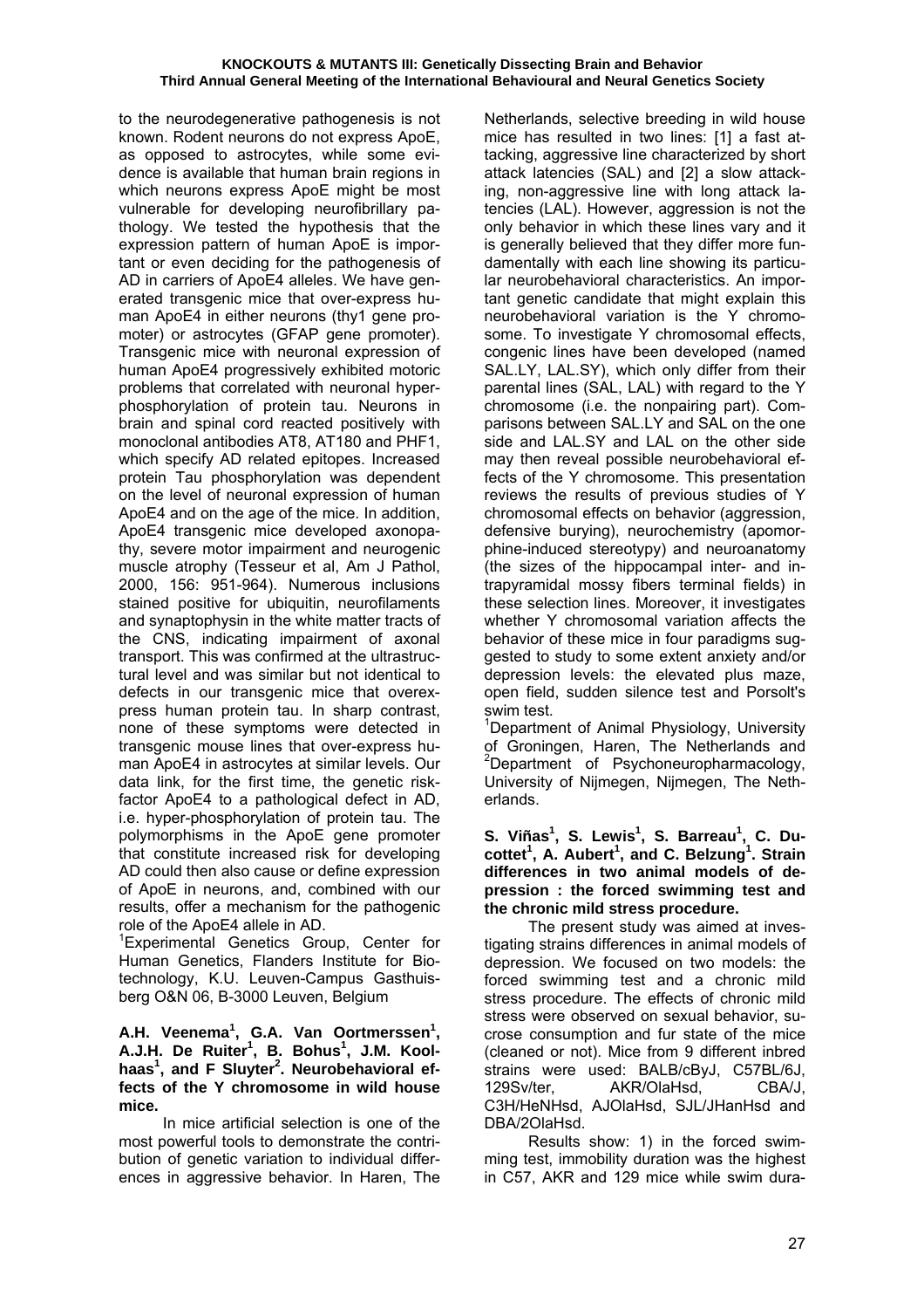to the neurodegenerative pathogenesis is not known. Rodent neurons do not express ApoE, as opposed to astrocytes, while some evidence is available that human brain regions in which neurons express ApoE might be most vulnerable for developing neurofibrillary pathology. We tested the hypothesis that the expression pattern of human ApoE is important or even deciding for the pathogenesis of AD in carriers of ApoE4 alleles. We have generated transgenic mice that over-express human ApoE4 in either neurons (thy1 gene promoter) or astrocytes (GFAP gene promoter). Transgenic mice with neuronal expression of human ApoE4 progressively exhibited motoric problems that correlated with neuronal hyperphosphorylation of protein tau. Neurons in brain and spinal cord reacted positively with monoclonal antibodies AT8, AT180 and PHF1, which specify AD related epitopes. Increased protein Tau phosphorylation was dependent on the level of neuronal expression of human ApoE4 and on the age of the mice. In addition, ApoE4 transgenic mice developed axonopathy, severe motor impairment and neurogenic muscle atrophy (Tesseur et al, Am J Pathol, 2000, 156: 951-964). Numerous inclusions stained positive for ubiquitin, neurofilaments and synaptophysin in the white matter tracts of the CNS, indicating impairment of axonal transport. This was confirmed at the ultrastructural level and was similar but not identical to defects in our transgenic mice that overexpress human protein tau. In sharp contrast, none of these symptoms were detected in transgenic mouse lines that over-express human ApoE4 in astrocytes at similar levels. Our data link, for the first time, the genetic risk-factor ApoE4 to a pathological defect in AD, i.e. hyper-phosphorylation of protein tau. The polymorphisms in the ApoE gene promoter that constitute increased risk for developing AD could then also cause or define expression of ApoE in neurons, and, combined with our results, offer a mechanism for the pathogenic role of the ApoE4 allele in AD.

[1]Experimental Genetics Group, Center for Human Genetics, Flanders Institute for Biotechnology, K.U. Leuven-Campus Gasthuisberg O&N 06, B-3000 Leuven, Belgium

**A.H. Veenema[1], G.A. Van Oortmerssen[1], A.J.H. De Ruiter[1], B. Bohus[1], J.M. Koolhaas[1], and F Sluyter[2]. Neurobehavioral effects of the Y chromosome in wild house mice.**

In mice artificial selection is one of the most powerful tools to demonstrate the contribution of genetic variation to individual differences in aggressive behavior. In Haren, The Netherlands, selective breeding in wild house mice has resulted in two lines: [1] a fast attacking, aggressive line characterized by short attack latencies (SAL) and [2] a slow attacking, non-aggressive line with long attack latencies (LAL). However, aggression is not the only behavior in which these lines vary and it is generally believed that they differ more fundamentally with each line showing its particular neurobehavioral characteristics. An important genetic candidate that might explain this neurobehavioral variation is the Y chromosome. To investigate Y chromosomal effects, congenic lines have been developed (named SAL.LY, LAL.SY), which only differ from their parental lines (SAL, LAL) with regard to the Y chromosome (i.e. the nonpairing part). Comparisons between SAL.LY and SAL on the one side and LAL.SY and LAL on the other side may then reveal possible neurobehavioral effects of the Y chromosome. This presentation reviews the results of previous studies of Y chromosomal effects on behavior (aggression, defensive burying), neurochemistry (apomorphine-induced stereotypy) and neuroanatomy (the sizes of the hippocampal inter- and intrapyramidal mossy fibers terminal fields) in these selection lines. Moreover, it investigates whether Y chromosomal variation affects the behavior of these mice in four paradigms suggested to study to some extent anxiety and/or depression levels: the elevated plus maze, open field, sudden silence test and Porsolt's swim test.

[1]Department of Animal Physiology, University of Groningen, Haren, The Netherlands and [2]Department of Psychoneuropharmacology, University of Nijmegen, Nijmegen, The Netherlands.

**S. Viñas[1], S. Lewis[1], S. Barreau[1], C. Ducottet[1], A. Aubert[1], and C. Belzung[1]. Strain differences in two animal models of depression : the forced swimming test and the chronic mild stress procedure.**

The present study was aimed at investigating strains differences in animal models of depression. We focused on two models: the forced swimming test and a chronic mild stress procedure. The effects of chronic mild stress were observed on sexual behavior, sucrose consumption and fur state of the mice (cleaned or not). Mice from 9 different inbred strains were used: BALB/cByJ, C57BL/6J, 129Sv/ter, AKR/OlaHsd, CBA/J, C3H/HeNHsd, AJOlaHsd, SJL/JHanHsd and DBA/2OlaHsd.

Results show: 1) in the forced swimming test, immobility duration was the highest in C57, AKR and 129 mice while swim dura-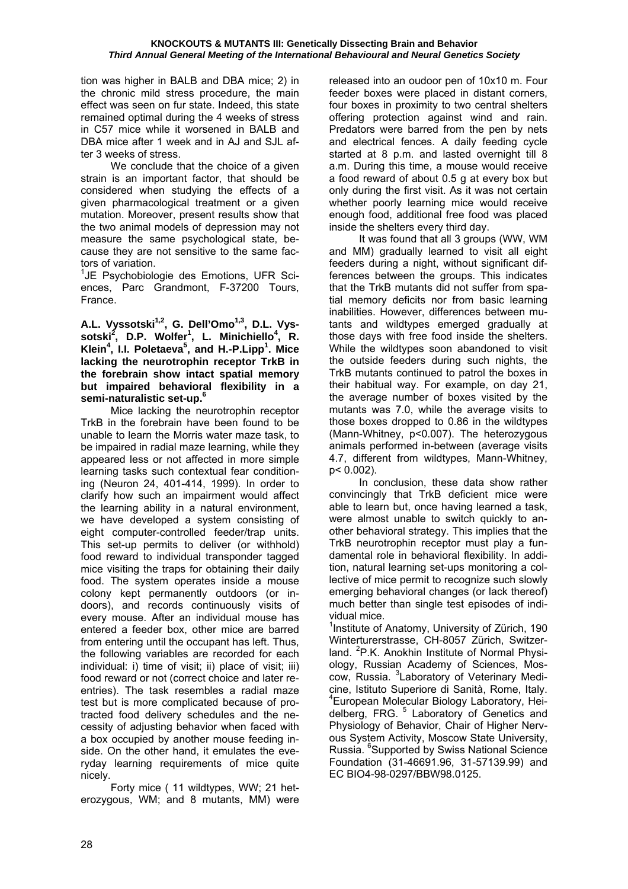tion was higher in BALB and DBA mice; 2) in the chronic mild stress procedure, the main effect was seen on fur state. Indeed, this state remained optimal during the 4 weeks of stress in C57 mice while it worsened in BALB and DBA mice after 1 week and in AJ and SJL after 3 weeks of stress.

We conclude that the choice of a given strain is an important factor, that should be considered when studying the effects of a given pharmacological treatment or a given mutation. Moreover, present results show that the two animal models of depression may not measure the same psychological state, because they are not sensitive to the same factors of variation.

[1]JE Psychobiologie des Emotions, UFR Sciences, Parc Grandmont, F-37200 Tours, France.

**A.L. Vyssotski[1,2], G. Dell'Omo[1,3], D.L. Vyssotski[2], D.P. Wolfer[1], L. Minichiello[4], R. Klein[4], I.I. Poletaeva[5], and H.-P.Lipp[1]. Mice lacking the neurotrophin receptor TrkB in the forebrain show intact spatial memory but impaired behavioral flexibility in a semi-naturalistic set-up.[6]**

Mice lacking the neurotrophin receptor TrkB in the forebrain have been found to be unable to learn the Morris water maze task, to be impaired in radial maze learning, while they appeared less or not affected in more simple learning tasks such contextual fear conditioning (Neuron 24, 401-414, 1999). In order to clarify how such an impairment would affect the learning ability in a natural environment, we have developed a system consisting of eight computer-controlled feeder/trap units. This set-up permits to deliver (or withhold) food reward to individual transponder tagged mice visiting the traps for obtaining their daily food. The system operates inside a mouse colony kept permanently outdoors (or indoors), and records continuously visits of every mouse. After an individual mouse has entered a feeder box, other mice are barred from entering until the occupant has left. Thus, the following variables are recorded for each individual: i) time of visit; ii) place of visit; iii) food reward or not (correct choice and later reentries). The task resembles a radial maze test but is more complicated because of protracted food delivery schedules and the necessity of adjusting behavior when faced with a box occupied by another mouse feeding inside. On the other hand, it emulates the everyday learning requirements of mice quite nicely.

Forty mice ( 11 wildtypes, WW; 21 heterozygous, WM; and 8 mutants, MM) were released into an oudoor pen of 10x10 m. Four feeder boxes were placed in distant corners, four boxes in proximity to two central shelters offering protection against wind and rain. Predators were barred from the pen by nets and electrical fences. A daily feeding cycle started at 8 p.m. and lasted overnight till 8 a.m. During this time, a mouse would receive a food reward of about 0.5 g at every box but only during the first visit. As it was not certain whether poorly learning mice would receive enough food, additional free food was placed inside the shelters every third day.

It was found that all 3 groups (WW, WM and MM) gradually learned to visit all eight feeders during a night, without significant differences between the groups. This indicates that the TrkB mutants did not suffer from spatial memory deficits nor from basic learning inabilities. However, differences between mutants and wildtypes emerged gradually at those days with free food inside the shelters. While the wildtypes soon abandoned to visit the outside feeders during such nights, the TrkB mutants continued to patrol the boxes in their habitual way. For example, on day 21, the average number of boxes visited by the mutants was 7.0, while the average visits to those boxes dropped to 0.86 in the wildtypes (Mann-Whitney, $p<0.007$). The heterozygous animals performed in-between (average visits 4.7, different from wildtypes, Mann-Whitney, $p< 0.002$).

In conclusion, these data show rather convincingly that TrkB deficient mice were able to learn but, once having learned a task, were almost unable to switch quickly to another behavioral strategy. This implies that the TrkB neurotrophin receptor must play a fundamental role in behavioral flexibility. In addition, natural learning set-ups monitoring a collective of mice permit to recognize such slowly emerging behavioral changes (or lack thereof) much better than single test episodes of individual mice.

[1]Institute of Anatomy, University of Zürich, 190 Winterturerstrasse, CH-8057 Zürich, Switzerland. [2]P.K. Anokhin Institute of Normal Physiology, Russian Academy of Sciences, Moscow, Russia. [3]Laboratory of Veterinary Medicine, Istituto Superiore di Sanità, Rome, Italy. [4]European Molecular Biology Laboratory, Heidelberg, FRG. [5] Laboratory of Genetics and Physiology of Behavior, Chair of Higher Nervous System Activity, Moscow State University, Russia. [6]Supported by Swiss National Science Foundation (31-46691.96, 31-57139.99) and EC BIO4-98-0297/BBW98.0125.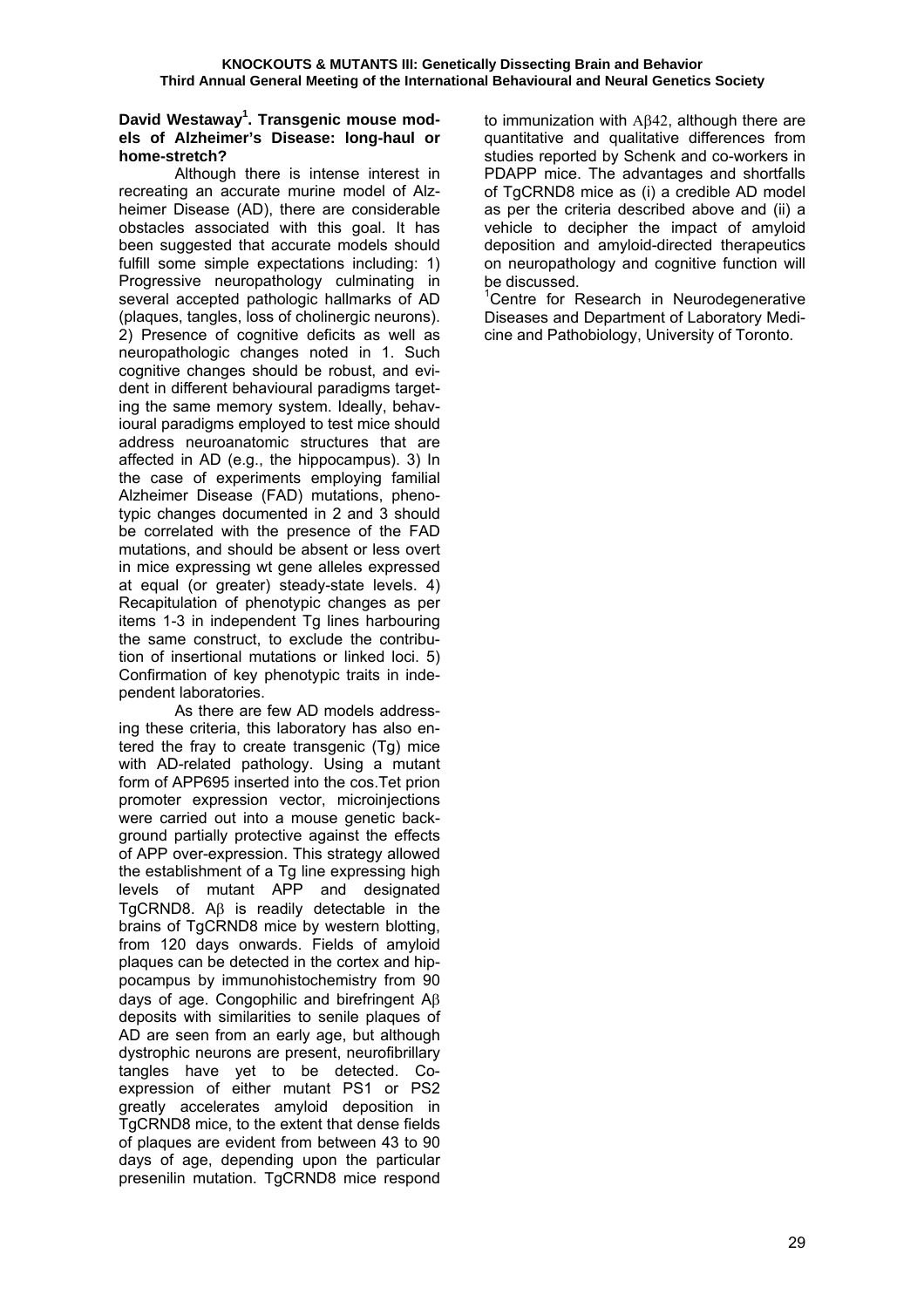**David Westaway[1]. Transgenic mouse models of Alzheimer's Disease: long-haul or home-stretch?**

Although there is intense interest in recreating an accurate murine model of Alzheimer Disease (AD), there are considerable obstacles associated with this goal. It has been suggested that accurate models should fulfill some simple expectations including: 1) Progressive neuropathology culminating in several accepted pathologic hallmarks of AD (plaques, tangles, loss of cholinergic neurons). 2) Presence of cognitive deficits as well as neuropathologic changes noted in 1. Such cognitive changes should be robust, and evident in different behavioural paradigms targeting the same memory system. Ideally, behavioural paradigms employed to test mice should address neuroanatomic structures that are affected in AD (e.g., the hippocampus). 3) In the case of experiments employing familial Alzheimer Disease (FAD) mutations, phenotypic changes documented in 2 and 3 should be correlated with the presence of the FAD mutations, and should be absent or less overt in mice expressing wt gene alleles expressed at equal (or greater) steady-state levels. 4) Recapitulation of phenotypic changes as per items 1-3 in independent Tg lines harbouring the same construct, to exclude the contribution of insertional mutations or linked loci. 5) Confirmation of key phenotypic traits in independent laboratories.

As there are few AD models addressing these criteria, this laboratory has also entered the fray to create transgenic (Tg) mice with AD-related pathology. Using a mutant form of APP695 inserted into the cos.Tet prion promoter expression vector, microinjections were carried out into a mouse genetic background partially protective against the effects of APP over-expression. This strategy allowed the establishment of a Tg line expressing high levels of mutant APP and designated TgCRND8. A$\beta$ is readily detectable in the brains of TgCRND8 mice by western blotting, from 120 days onwards. Fields of amyloid plaques can be detected in the cortex and hippocampus by immunohistochemistry from 90 days of age. Congophilic and birefringent A$\beta$ deposits with similarities to senile plaques of AD are seen from an early age, but although dystrophic neurons are present, neurofibrillary tangles have yet to be detected. Co-expression of either mutant PS1 or PS2 greatly accelerates amyloid deposition in TgCRND8 mice, to the extent that dense fields of plaques are evident from between 43 to 90 days of age, depending upon the particular presenilin mutation. TgCRND8 mice respond to immunization with A$\beta$42, although there are quantitative and qualitative differences from studies reported by Schenk and co-workers in PDAPP mice. The advantages and shortfalls of TgCRND8 mice as (i) a credible AD model as per the criteria described above and (ii) a vehicle to decipher the impact of amyloid deposition and amyloid-directed therapeutics on neuropathology and cognitive function will be discussed.

[1]Centre for Research in Neurodegenerative Diseases and Department of Laboratory Medicine and Pathobiology, University of Toronto.